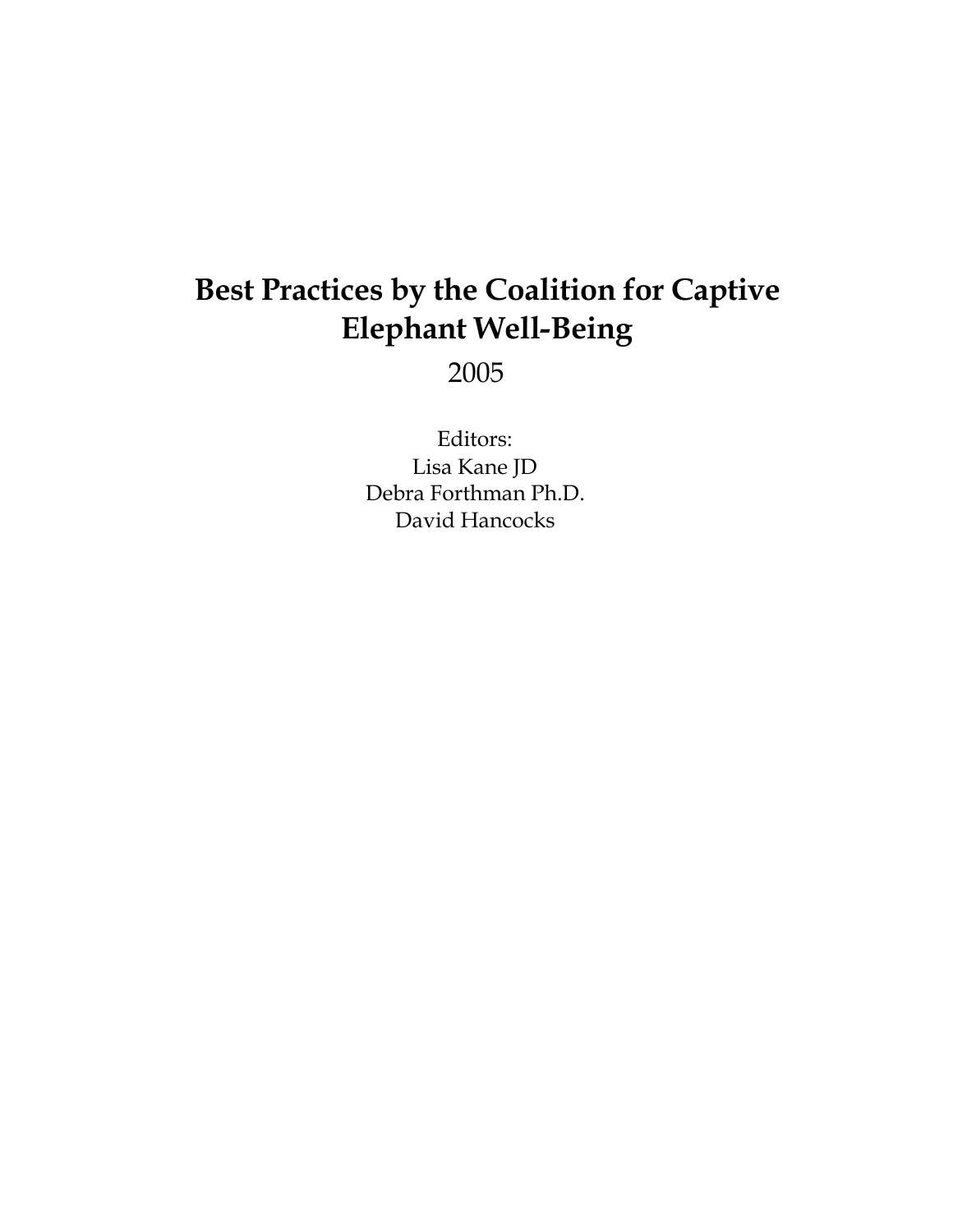# Best Practices by the Coalition for Captive Elephant Well-Being

2005

Editors:
Lisa Kane JD
Debra Forthman Ph.D.
David Hancocks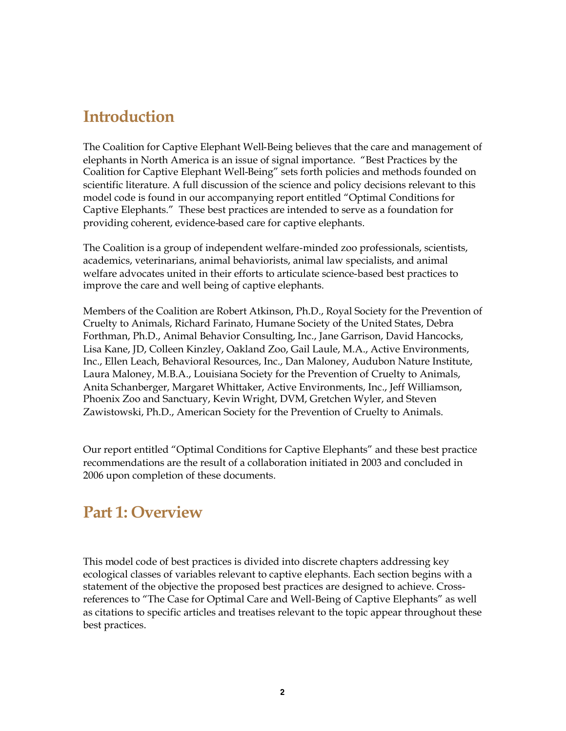## Introduction

The Coalition for Captive Elephant Well-Being believes that the care and management of elephants in North America is an issue of signal importance. "Best Practices by the Coalition for Captive Elephant Well-Being" sets forth policies and methods founded on scientific literature. A full discussion of the science and policy decisions relevant to this model code is found in our accompanying report entitled "Optimal Conditions for Captive Elephants." These best practices are intended to serve as a foundation for providing coherent, evidence-based care for captive elephants.

The Coalition is a group of independent welfare-minded zoo professionals, scientists, academics, veterinarians, animal behaviorists, animal law specialists, and animal welfare advocates united in their efforts to articulate science-based best practices to improve the care and well being of captive elephants.

Members of the Coalition are Robert Atkinson, Ph.D., Royal Society for the Prevention of Cruelty to Animals, Richard Farinato, Humane Society of the United States, Debra Forthman, Ph.D., Animal Behavior Consulting, Inc., Jane Garrison, David Hancocks, Lisa Kane, JD, Colleen Kinzley, Oakland Zoo, Gail Laule, M.A., Active Environments, Inc., Ellen Leach, Behavioral Resources, Inc., Dan Maloney, Audubon Nature Institute, Laura Maloney, M.B.A., Louisiana Society for the Prevention of Cruelty to Animals, Anita Schanberger, Margaret Whittaker, Active Environments, Inc., Jeff Williamson, Phoenix Zoo and Sanctuary, Kevin Wright, DVM, Gretchen Wyler, and Steven Zawistowski, Ph.D., American Society for the Prevention of Cruelty to Animals.

Our report entitled "Optimal Conditions for Captive Elephants" and these best practice recommendations are the result of a collaboration initiated in 2003 and concluded in 2006 upon completion of these documents.

## Part 1: Overview

This model code of best practices is divided into discrete chapters addressing key ecological classes of variables relevant to captive elephants. Each section begins with a statement of the objective the proposed best practices are designed to achieve. Cross-references to "The Case for Optimal Care and Well-Being of Captive Elephants" as well as citations to specific articles and treatises relevant to the topic appear throughout these best practices.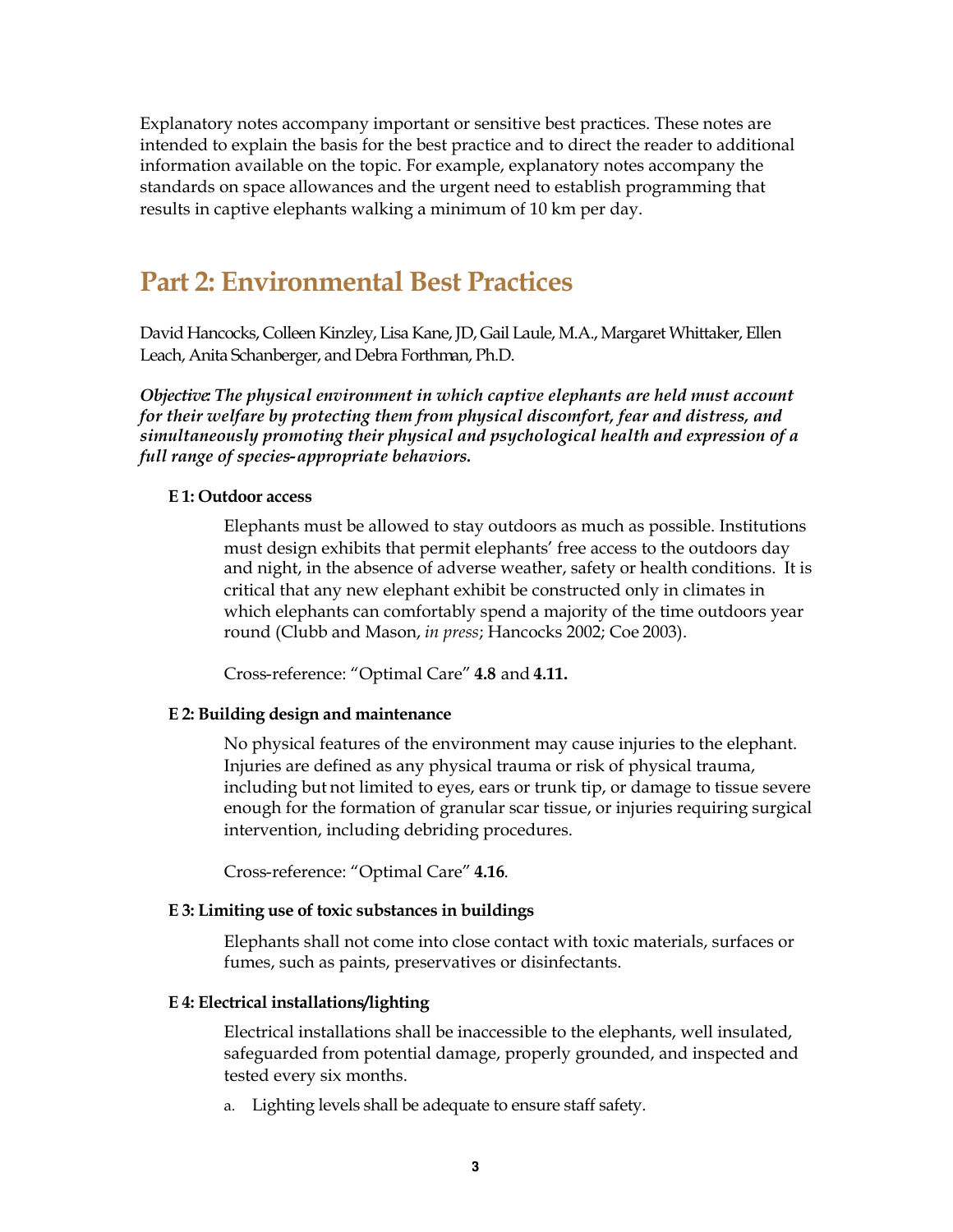Explanatory notes accompany important or sensitive best practices. These notes are intended to explain the basis for the best practice and to direct the reader to additional information available on the topic. For example, explanatory notes accompany the standards on space allowances and the urgent need to establish programming that results in captive elephants walking a minimum of 10 km per day.

## Part 2: Environmental Best Practices

David Hancocks, Colleen Kinzley, Lisa Kane, JD, Gail Laule, M.A., Margaret Whittaker, Ellen Leach, Anita Schanberger, and Debra Forthman, Ph.D.

***Objective: The physical environment in which captive elephants are held must account for their welfare by protecting them from physical discomfort, fear and distress, and simultaneously promoting their physical and psychological health and expression of a full range of species-appropriate behaviors.***

#### E 1: Outdoor access

Elephants must be allowed to stay outdoors as much as possible. Institutions must design exhibits that permit elephants' free access to the outdoors day and night, in the absence of adverse weather, safety or health conditions. It is critical that any new elephant exhibit be constructed only in climates in which elephants can comfortably spend a majority of the time outdoors year round (Clubb and Mason, *in press*; Hancocks 2002; Coe 2003).

Cross-reference: "Optimal Care" **4.8** and **4.11.**

#### E 2: Building design and maintenance

No physical features of the environment may cause injuries to the elephant. Injuries are defined as any physical trauma or risk of physical trauma, including but not limited to eyes, ears or trunk tip, or damage to tissue severe enough for the formation of granular scar tissue, or injuries requiring surgical intervention, including debriding procedures.

Cross-reference: "Optimal Care" **4.16**.

#### E 3: Limiting use of toxic substances in buildings

Elephants shall not come into close contact with toxic materials, surfaces or fumes, such as paints, preservatives or disinfectants.

#### E 4: Electrical installations/lighting

Electrical installations shall be inaccessible to the elephants, well insulated, safeguarded from potential damage, properly grounded, and inspected and tested every six months.

a. Lighting levels shall be adequate to ensure staff safety.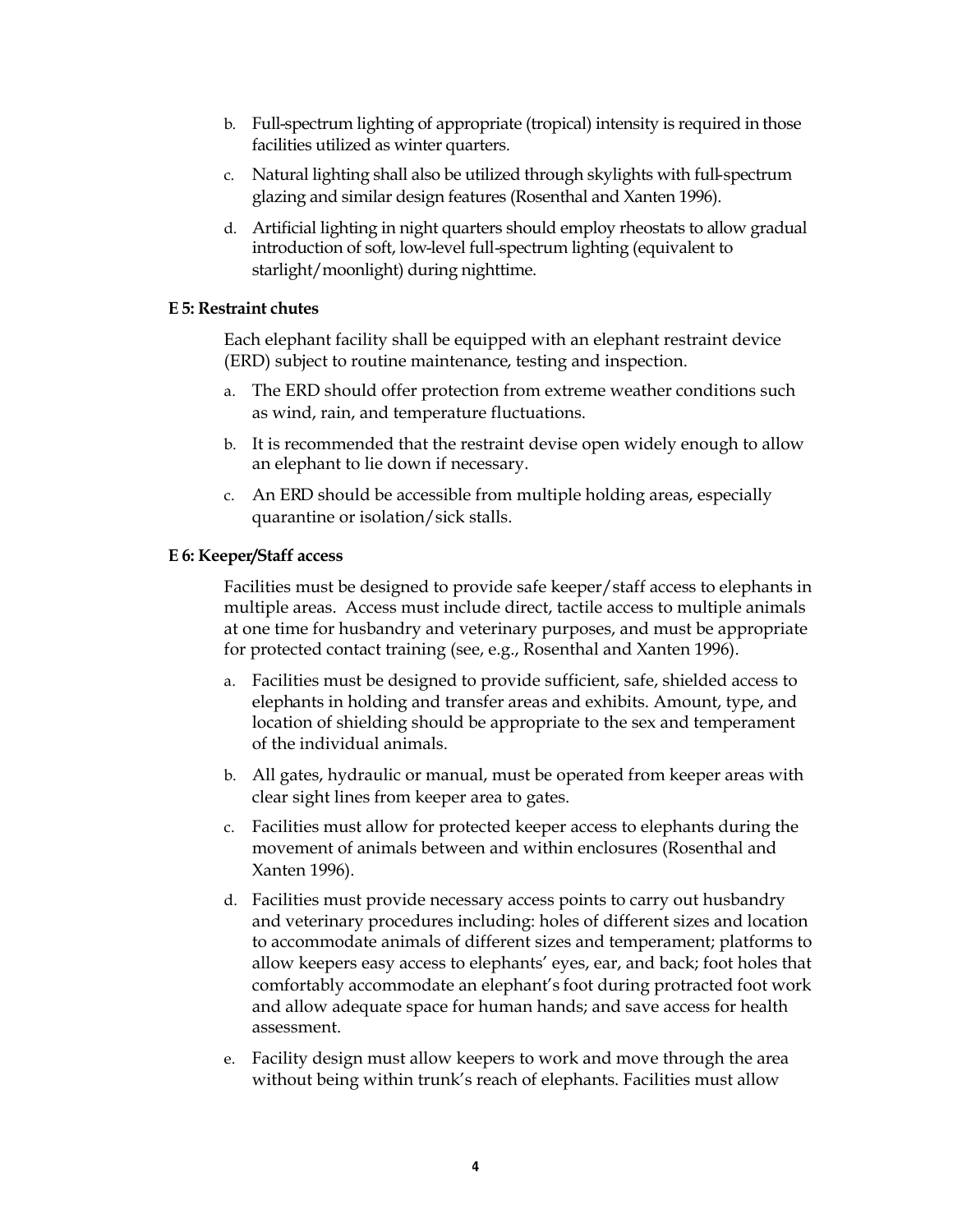b. Full-spectrum lighting of appropriate (tropical) intensity is required in those facilities utilized as winter quarters.

c. Natural lighting shall also be utilized through skylights with full-spectrum glazing and similar design features (Rosenthal and Xanten 1996).

d. Artificial lighting in night quarters should employ rheostats to allow gradual introduction of soft, low-level full-spectrum lighting (equivalent to starlight/moonlight) during nighttime.

**E 5: Restraint chutes**

Each elephant facility shall be equipped with an elephant restraint device (ERD) subject to routine maintenance, testing and inspection.

a. The ERD should offer protection from extreme weather conditions such as wind, rain, and temperature fluctuations.

b. It is recommended that the restraint devise open widely enough to allow an elephant to lie down if necessary.

c. An ERD should be accessible from multiple holding areas, especially quarantine or isolation/sick stalls.

**E 6: Keeper/Staff access**

Facilities must be designed to provide safe keeper/staff access to elephants in multiple areas. Access must include direct, tactile access to multiple animals at one time for husbandry and veterinary purposes, and must be appropriate for protected contact training (see, e.g., Rosenthal and Xanten 1996).

a. Facilities must be designed to provide sufficient, safe, shielded access to elephants in holding and transfer areas and exhibits. Amount, type, and location of shielding should be appropriate to the sex and temperament of the individual animals.

b. All gates, hydraulic or manual, must be operated from keeper areas with clear sight lines from keeper area to gates.

c. Facilities must allow for protected keeper access to elephants during the movement of animals between and within enclosures (Rosenthal and Xanten 1996).

d. Facilities must provide necessary access points to carry out husbandry and veterinary procedures including: holes of different sizes and location to accommodate animals of different sizes and temperament; platforms to allow keepers easy access to elephants' eyes, ear, and back; foot holes that comfortably accommodate an elephant's foot during protracted foot work and allow adequate space for human hands; and save access for health assessment.

e. Facility design must allow keepers to work and move through the area without being within trunk's reach of elephants. Facilities must allow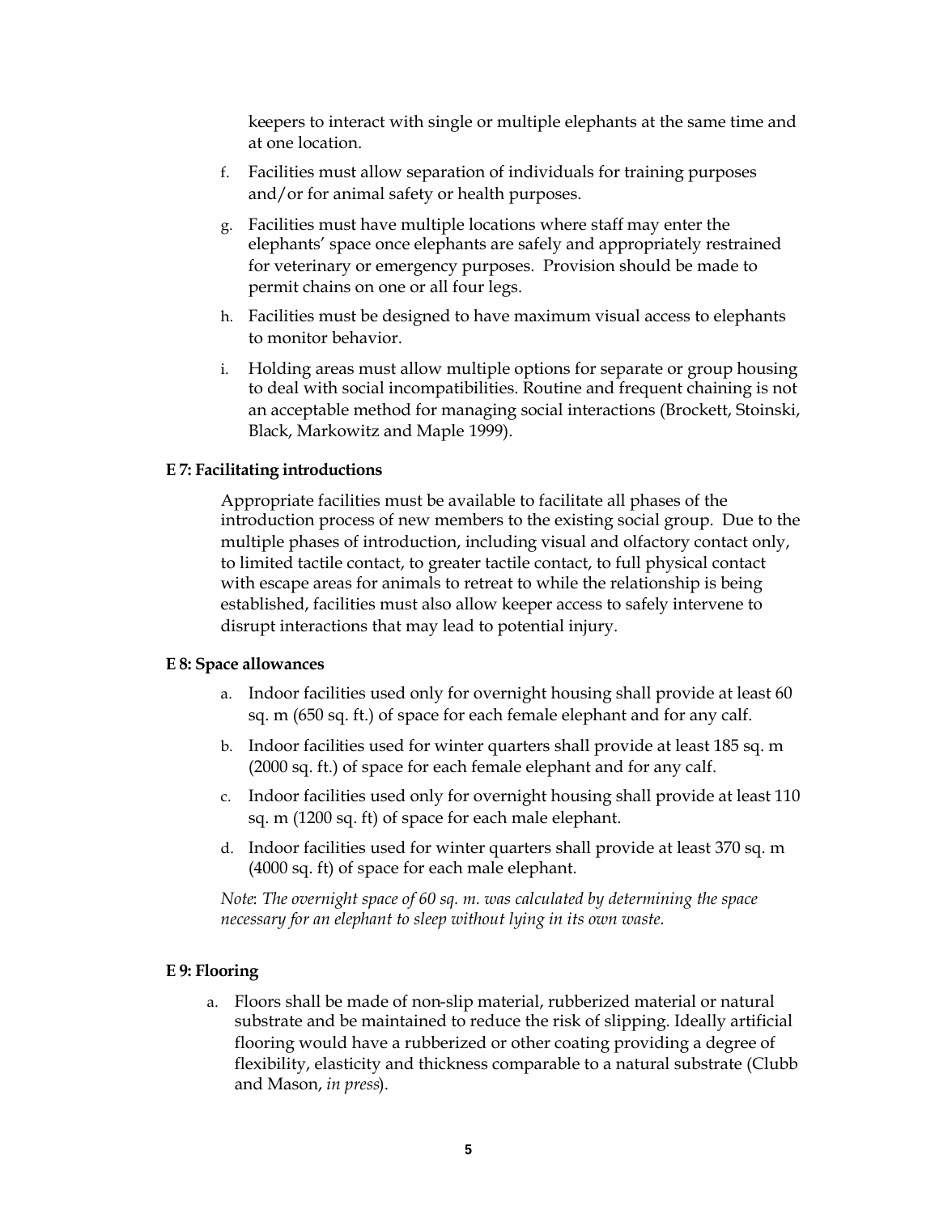keepers to interact with single or multiple elephants at the same time and at one location.

f. Facilities must allow separation of individuals for training purposes and/or for animal safety or health purposes.

g. Facilities must have multiple locations where staff may enter the elephants' space once elephants are safely and appropriately restrained for veterinary or emergency purposes. Provision should be made to permit chains on one or all four legs.

h. Facilities must be designed to have maximum visual access to elephants to monitor behavior.

i. Holding areas must allow multiple options for separate or group housing to deal with social incompatibilities. Routine and frequent chaining is not an acceptable method for managing social interactions (Brockett, Stoinski, Black, Markowitz and Maple 1999).

**E 7: Facilitating introductions**

Appropriate facilities must be available to facilitate all phases of the introduction process of new members to the existing social group. Due to the multiple phases of introduction, including visual and olfactory contact only, to limited tactile contact, to greater tactile contact, to full physical contact with escape areas for animals to retreat to while the relationship is being established, facilities must also allow keeper access to safely intervene to disrupt interactions that may lead to potential injury.

**E 8: Space allowances**

a. Indoor facilities used only for overnight housing shall provide at least 60 sq. m (650 sq. ft.) of space for each female elephant and for any calf.

b. Indoor facilities used for winter quarters shall provide at least 185 sq. m (2000 sq. ft.) of space for each female elephant and for any calf.

c. Indoor facilities used only for overnight housing shall provide at least 110 sq. m (1200 sq. ft) of space for each male elephant.

d. Indoor facilities used for winter quarters shall provide at least 370 sq. m (4000 sq. ft) of space for each male elephant.

*Note: The overnight space of 60 sq. m. was calculated by determining the space necessary for an elephant to sleep without lying in its own waste.*

**E 9: Flooring**

a. Floors shall be made of non-slip material, rubberized material or natural substrate and be maintained to reduce the risk of slipping. Ideally artificial flooring would have a rubberized or other coating providing a degree of flexibility, elasticity and thickness comparable to a natural substrate (Clubb and Mason, *in press*).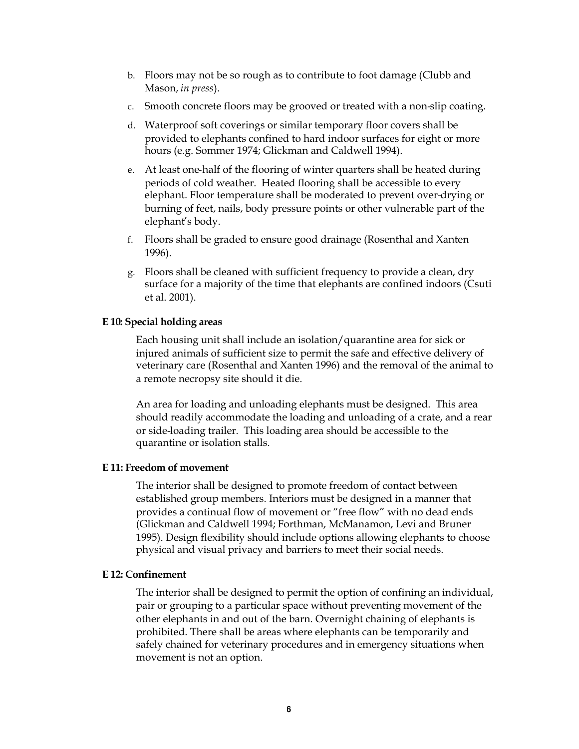b. Floors may not be so rough as to contribute to foot damage (Clubb and Mason, *in press*).

c. Smooth concrete floors may be grooved or treated with a non-slip coating.

d. Waterproof soft coverings or similar temporary floor covers shall be provided to elephants confined to hard indoor surfaces for eight or more hours (e.g. Sommer 1974; Glickman and Caldwell 1994).

e. At least one-half of the flooring of winter quarters shall be heated during periods of cold weather. Heated flooring shall be accessible to every elephant. Floor temperature shall be moderated to prevent over-drying or burning of feet, nails, body pressure points or other vulnerable part of the elephant's body.

f. Floors shall be graded to ensure good drainage (Rosenthal and Xanten 1996).

g. Floors shall be cleaned with sufficient frequency to provide a clean, dry surface for a majority of the time that elephants are confined indoors (Csuti et al. 2001).

**E 10: Special holding areas**

Each housing unit shall include an isolation/quarantine area for sick or injured animals of sufficient size to permit the safe and effective delivery of veterinary care (Rosenthal and Xanten 1996) and the removal of the animal to a remote necropsy site should it die.

An area for loading and unloading elephants must be designed. This area should readily accommodate the loading and unloading of a crate, and a rear or side-loading trailer. This loading area should be accessible to the quarantine or isolation stalls.

**E 11: Freedom of movement**

The interior shall be designed to promote freedom of contact between established group members. Interiors must be designed in a manner that provides a continual flow of movement or "free flow" with no dead ends (Glickman and Caldwell 1994; Forthman, McManamon, Levi and Bruner 1995). Design flexibility should include options allowing elephants to choose physical and visual privacy and barriers to meet their social needs.

**E 12: Confinement**

The interior shall be designed to permit the option of confining an individual, pair or grouping to a particular space without preventing movement of the other elephants in and out of the barn. Overnight chaining of elephants is prohibited. There shall be areas where elephants can be temporarily and safely chained for veterinary procedures and in emergency situations when movement is not an option.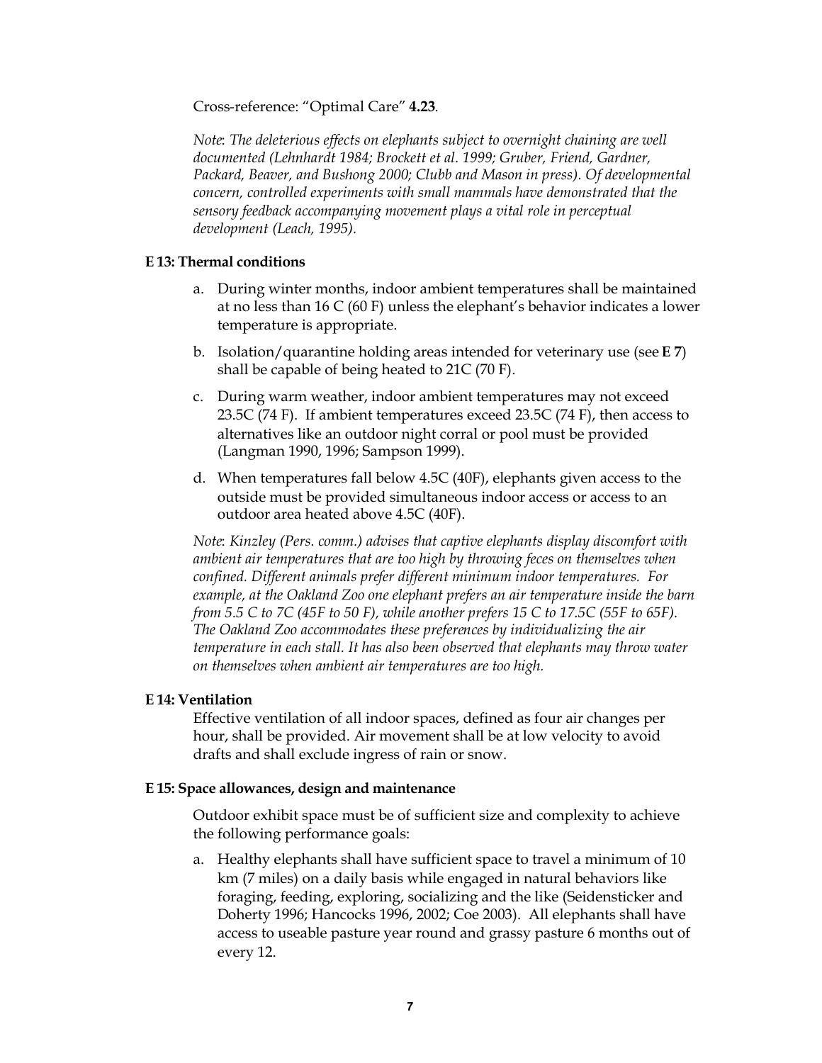Cross-reference: "Optimal Care" **4.23**.

*Note*: *The deleterious effects on elephants subject to overnight chaining are well documented (Lehnhardt 1984; Brockett et al. 1999; Gruber, Friend, Gardner, Packard, Beaver, and Bushong 2000; Clubb and Mason in press). Of developmental concern, controlled experiments with small mammals have demonstrated that the sensory feedback accompanying movement plays a vital role in perceptual development (Leach, 1995).*

**E 13: Thermal conditions**

a. During winter months, indoor ambient temperatures shall be maintained at no less than 16 C (60 F) unless the elephant's behavior indicates a lower temperature is appropriate.

b. Isolation/quarantine holding areas intended for veterinary use (see **E 7**) shall be capable of being heated to 21C (70 F).

c. During warm weather, indoor ambient temperatures may not exceed 23.5C (74 F). If ambient temperatures exceed 23.5C (74 F), then access to alternatives like an outdoor night corral or pool must be provided (Langman 1990, 1996; Sampson 1999).

d. When temperatures fall below 4.5C (40F), elephants given access to the outside must be provided simultaneous indoor access or access to an outdoor area heated above 4.5C (40F).

*Note*: *Kinzley (Pers. comm.) advises that captive elephants display discomfort with ambient air temperatures that are too high by throwing feces on themselves when confined. Different animals prefer different minimum indoor temperatures. For example, at the Oakland Zoo one elephant prefers an air temperature inside the barn from 5.5 C to 7C (45F to 50 F), while another prefers 15 C to 17.5C (55F to 65F). The Oakland Zoo accommodates these preferences by individualizing the air temperature in each stall. It has also been observed that elephants may throw water on themselves when ambient air temperatures are too high.*

**E 14: Ventilation**

Effective ventilation of all indoor spaces, defined as four air changes per hour, shall be provided. Air movement shall be at low velocity to avoid drafts and shall exclude ingress of rain or snow.

**E 15: Space allowances, design and maintenance**

Outdoor exhibit space must be of sufficient size and complexity to achieve the following performance goals:

a. Healthy elephants shall have sufficient space to travel a minimum of 10 km (7 miles) on a daily basis while engaged in natural behaviors like foraging, feeding, exploring, socializing and the like (Seidensticker and Doherty 1996; Hancocks 1996, 2002; Coe 2003). All elephants shall have access to useable pasture year round and grassy pasture 6 months out of every 12.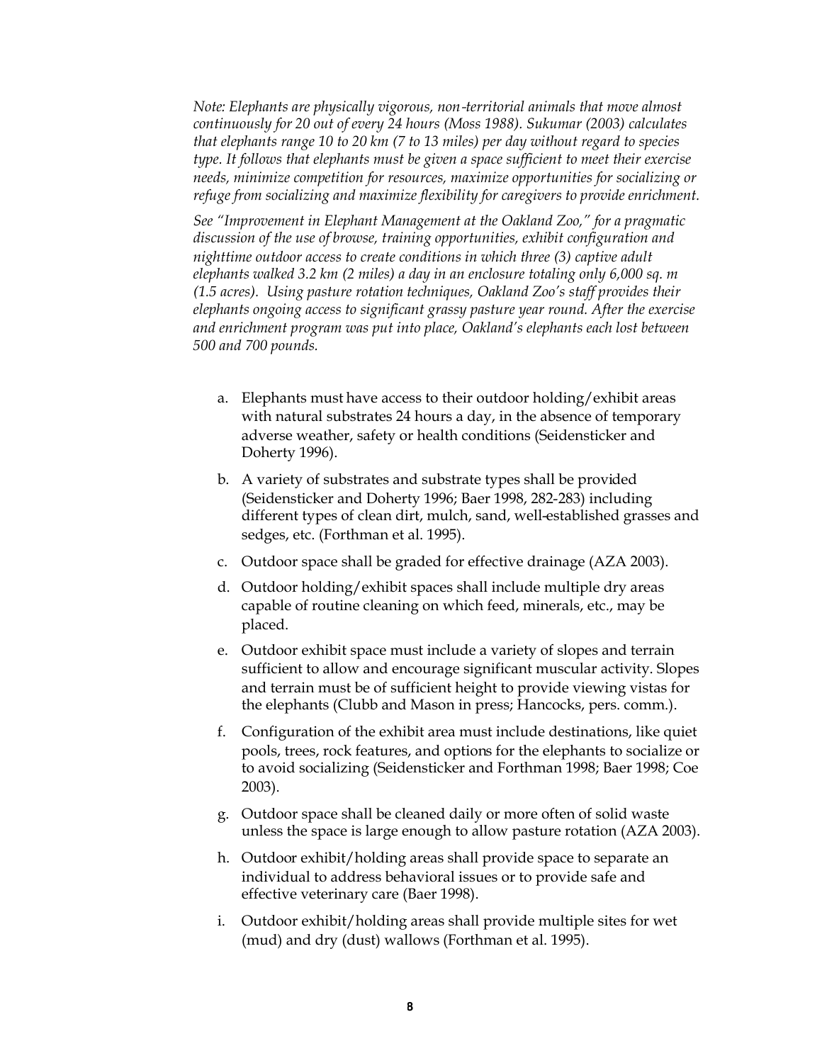*Note: Elephants are physically vigorous, non-territorial animals that move almost continuously for 20 out of every 24 hours (Moss 1988). Sukumar (2003) calculates that elephants range 10 to 20 km (7 to 13 miles) per day without regard to species type. It follows that elephants must be given a space sufficient to meet their exercise needs, minimize competition for resources, maximize opportunities for socializing or refuge from socializing and maximize flexibility for caregivers to provide enrichment.*

*See "Improvement in Elephant Management at the Oakland Zoo," for a pragmatic discussion of the use of browse, training opportunities, exhibit configuration and nighttime outdoor access to create conditions in which three (3) captive adult elephants walked 3.2 km (2 miles) a day in an enclosure totaling only 6,000 sq. m (1.5 acres). Using pasture rotation techniques, Oakland Zoo's staff provides their elephants ongoing access to significant grassy pasture year round. After the exercise and enrichment program was put into place, Oakland's elephants each lost between 500 and 700 pounds.*

a. Elephants must have access to their outdoor holding/exhibit areas with natural substrates 24 hours a day, in the absence of temporary adverse weather, safety or health conditions (Seidensticker and Doherty 1996).

b. A variety of substrates and substrate types shall be provided (Seidensticker and Doherty 1996; Baer 1998, 282-283) including different types of clean dirt, mulch, sand, well-established grasses and sedges, etc. (Forthman et al. 1995).

c. Outdoor space shall be graded for effective drainage (AZA 2003).

d. Outdoor holding/exhibit spaces shall include multiple dry areas capable of routine cleaning on which feed, minerals, etc., may be placed.

e. Outdoor exhibit space must include a variety of slopes and terrain sufficient to allow and encourage significant muscular activity. Slopes and terrain must be of sufficient height to provide viewing vistas for the elephants (Clubb and Mason in press; Hancocks, pers. comm.).

f. Configuration of the exhibit area must include destinations, like quiet pools, trees, rock features, and options for the elephants to socialize or to avoid socializing (Seidensticker and Forthman 1998; Baer 1998; Coe 2003).

g. Outdoor space shall be cleaned daily or more often of solid waste unless the space is large enough to allow pasture rotation (AZA 2003).

h. Outdoor exhibit/holding areas shall provide space to separate an individual to address behavioral issues or to provide safe and effective veterinary care (Baer 1998).

i. Outdoor exhibit/holding areas shall provide multiple sites for wet (mud) and dry (dust) wallows (Forthman et al. 1995).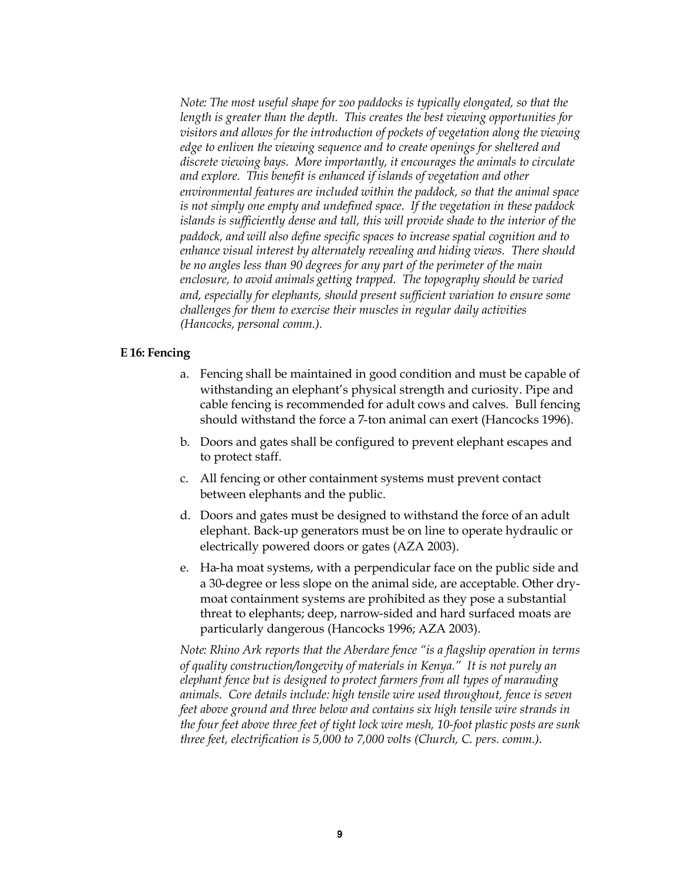*Note: The most useful shape for zoo paddocks is typically elongated, so that the length is greater than the depth. This creates the best viewing opportunities for visitors and allows for the introduction of pockets of vegetation along the viewing edge to enliven the viewing sequence and to create openings for sheltered and discrete viewing bays. More importantly, it encourages the animals to circulate and explore. This benefit is enhanced if islands of vegetation and other environmental features are included within the paddock, so that the animal space is not simply one empty and undefined space. If the vegetation in these paddock islands is sufficiently dense and tall, this will provide shade to the interior of the paddock, and will also define specific spaces to increase spatial cognition and to enhance visual interest by alternately revealing and hiding views. There should be no angles less than 90 degrees for any part of the perimeter of the main enclosure, to avoid animals getting trapped. The topography should be varied and, especially for elephants, should present sufficient variation to ensure some challenges for them to exercise their muscles in regular daily activities (Hancocks, personal comm.).*

**E 16: Fencing**

a. Fencing shall be maintained in good condition and must be capable of withstanding an elephant's physical strength and curiosity. Pipe and cable fencing is recommended for adult cows and calves. Bull fencing should withstand the force a 7-ton animal can exert (Hancocks 1996).

b. Doors and gates shall be configured to prevent elephant escapes and to protect staff.

c. All fencing or other containment systems must prevent contact between elephants and the public.

d. Doors and gates must be designed to withstand the force of an adult elephant. Back-up generators must be on line to operate hydraulic or electrically powered doors or gates (AZA 2003).

e. Ha-ha moat systems, with a perpendicular face on the public side and a 30-degree or less slope on the animal side, are acceptable. Other dry-moat containment systems are prohibited as they pose a substantial threat to elephants; deep, narrow-sided and hard surfaced moats are particularly dangerous (Hancocks 1996; AZA 2003).

*Note: Rhino Ark reports that the Aberdare fence "is a flagship operation in terms of quality construction/longevity of materials in Kenya." It is not purely an elephant fence but is designed to protect farmers from all types of marauding animals. Core details include: high tensile wire used throughout, fence is seven feet above ground and three below and contains six high tensile wire strands in the four feet above three feet of tight lock wire mesh, 10-foot plastic posts are sunk three feet, electrification is 5,000 to 7,000 volts (Church, C. pers. comm.).*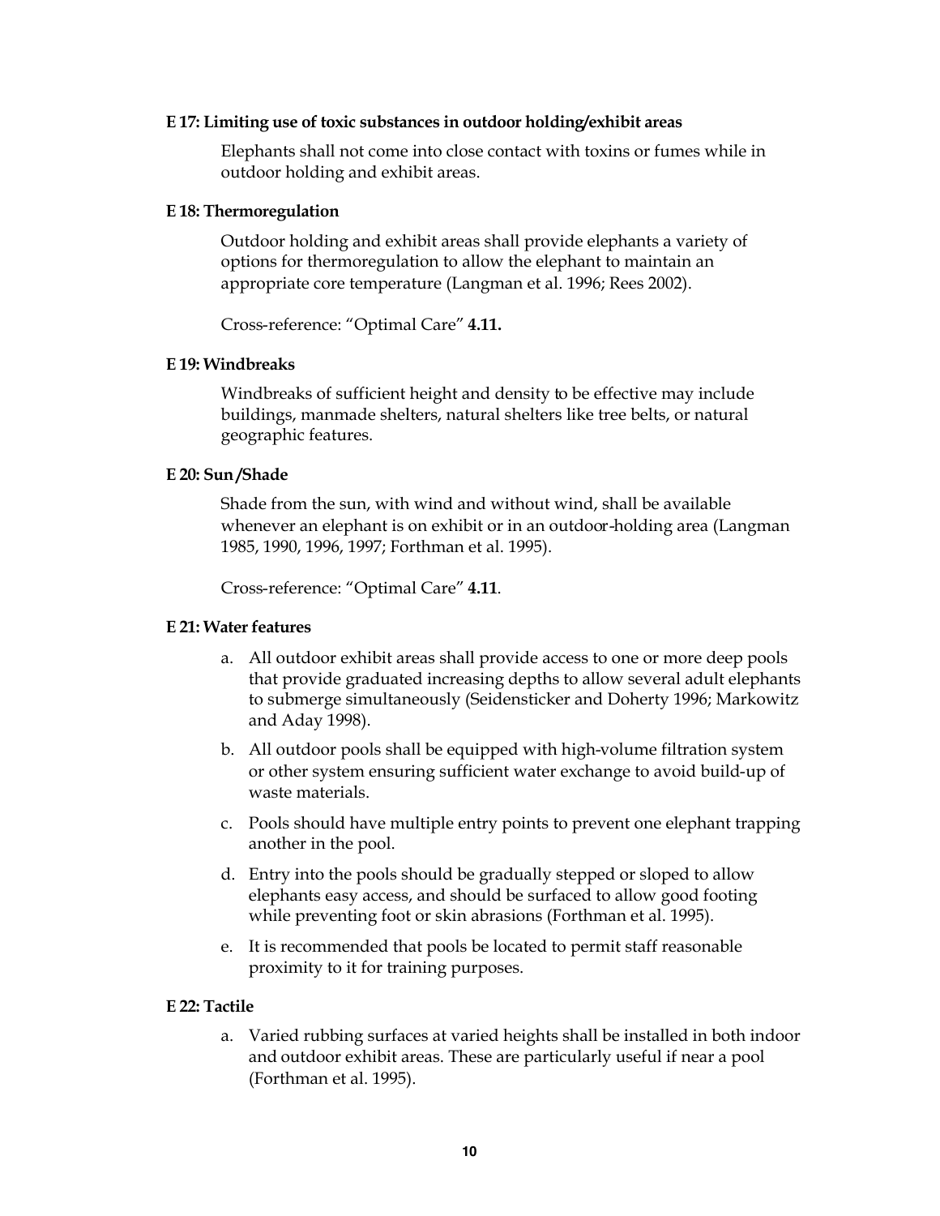**E 17: Limiting use of toxic substances in outdoor holding/exhibit areas**

Elephants shall not come into close contact with toxins or fumes while in outdoor holding and exhibit areas.

**E 18: Thermoregulation**

Outdoor holding and exhibit areas shall provide elephants a variety of options for thermoregulation to allow the elephant to maintain an appropriate core temperature (Langman et al. 1996; Rees 2002).

Cross-reference: "Optimal Care" **4.11.**

**E 19: Windbreaks**

Windbreaks of sufficient height and density to be effective may include buildings, manmade shelters, natural shelters like tree belts, or natural geographic features.

**E 20: Sun /Shade**

Shade from the sun, with wind and without wind, shall be available whenever an elephant is on exhibit or in an outdoor-holding area (Langman 1985, 1990, 1996, 1997; Forthman et al. 1995).

Cross-reference: "Optimal Care" **4.11**.

**E 21: Water features**

a. All outdoor exhibit areas shall provide access to one or more deep pools that provide graduated increasing depths to allow several adult elephants to submerge simultaneously (Seidensticker and Doherty 1996; Markowitz and Aday 1998).

b. All outdoor pools shall be equipped with high-volume filtration system or other system ensuring sufficient water exchange to avoid build-up of waste materials.

c. Pools should have multiple entry points to prevent one elephant trapping another in the pool.

d. Entry into the pools should be gradually stepped or sloped to allow elephants easy access, and should be surfaced to allow good footing while preventing foot or skin abrasions (Forthman et al. 1995).

e. It is recommended that pools be located to permit staff reasonable proximity to it for training purposes.

**E 22: Tactile**

a. Varied rubbing surfaces at varied heights shall be installed in both indoor and outdoor exhibit areas. These are particularly useful if near a pool (Forthman et al. 1995).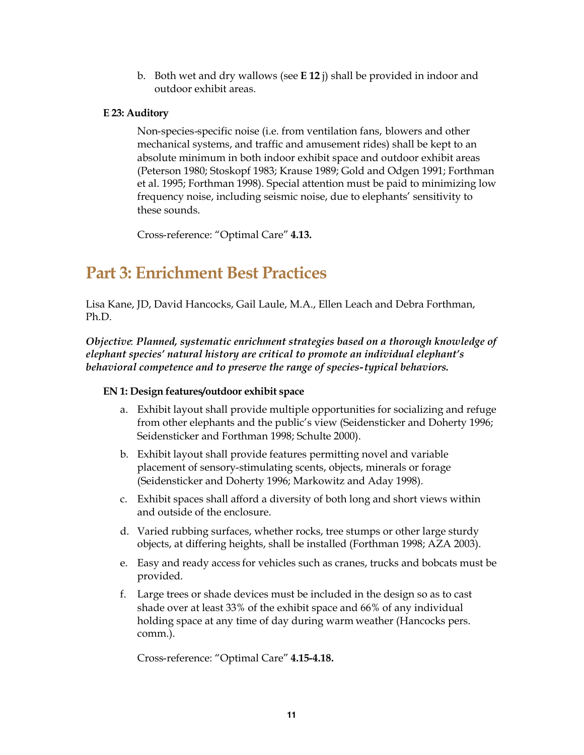b. Both wet and dry wallows (see **E 12** j) shall be provided in indoor and outdoor exhibit areas.

**E 23: Auditory**

Non-species-specific noise (i.e. from ventilation fans, blowers and other mechanical systems, and traffic and amusement rides) shall be kept to an absolute minimum in both indoor exhibit space and outdoor exhibit areas (Peterson 1980; Stoskopf 1983; Krause 1989; Gold and Odgen 1991; Forthman et al. 1995; Forthman 1998). Special attention must be paid to minimizing low frequency noise, including seismic noise, due to elephants' sensitivity to these sounds.

Cross-reference: "Optimal Care" **4.13.**

## Part 3: Enrichment Best Practices

Lisa Kane, JD, David Hancocks, Gail Laule, M.A., Ellen Leach and Debra Forthman, Ph.D.

***Objective*: *Planned, systematic enrichment strategies based on a thorough knowledge of elephant species' natural history are critical to promote an individual elephant's behavioral competence and to preserve the range of species-typical behaviors.***

**EN 1: Design features/outdoor exhibit space**

a. Exhibit layout shall provide multiple opportunities for socializing and refuge from other elephants and the public's view (Seidensticker and Doherty 1996; Seidensticker and Forthman 1998; Schulte 2000).

b. Exhibit layout shall provide features permitting novel and variable placement of sensory-stimulating scents, objects, minerals or forage (Seidensticker and Doherty 1996; Markowitz and Aday 1998).

c. Exhibit spaces shall afford a diversity of both long and short views within and outside of the enclosure.

d. Varied rubbing surfaces, whether rocks, tree stumps or other large sturdy objects, at differing heights, shall be installed (Forthman 1998; AZA 2003).

e. Easy and ready access for vehicles such as cranes, trucks and bobcats must be provided.

f. Large trees or shade devices must be included in the design so as to cast shade over at least 33% of the exhibit space and 66% of any individual holding space at any time of day during warm weather (Hancocks pers. comm.).

Cross-reference: "Optimal Care" **4.15-4.18.**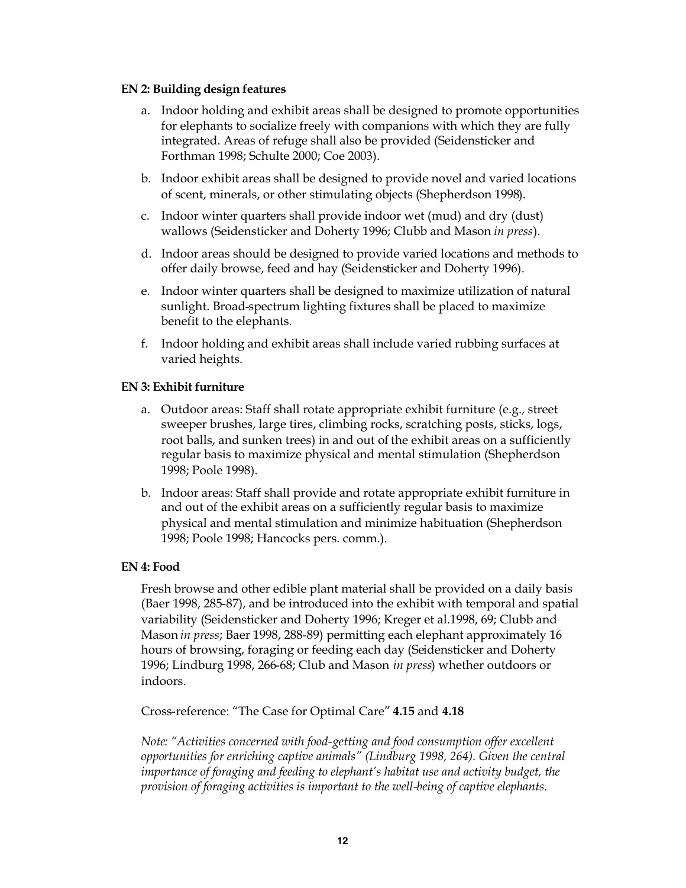**EN 2: Building design features**

a. Indoor holding and exhibit areas shall be designed to promote opportunities for elephants to socialize freely with companions with which they are fully integrated. Areas of refuge shall also be provided (Seidensticker and Forthman 1998; Schulte 2000; Coe 2003).

b. Indoor exhibit areas shall be designed to provide novel and varied locations of scent, minerals, or other stimulating objects (Shepherdson 1998).

c. Indoor winter quarters shall provide indoor wet (mud) and dry (dust) wallows (Seidensticker and Doherty 1996; Clubb and Mason *in press*).

d. Indoor areas should be designed to provide varied locations and methods to offer daily browse, feed and hay (Seidensticker and Doherty 1996).

e. Indoor winter quarters shall be designed to maximize utilization of natural sunlight. Broad-spectrum lighting fixtures shall be placed to maximize benefit to the elephants.

f. Indoor holding and exhibit areas shall include varied rubbing surfaces at varied heights.

**EN 3: Exhibit furniture**

a. Outdoor areas: Staff shall rotate appropriate exhibit furniture (e.g., street sweeper brushes, large tires, climbing rocks, scratching posts, sticks, logs, root balls, and sunken trees) in and out of the exhibit areas on a sufficiently regular basis to maximize physical and mental stimulation (Shepherdson 1998; Poole 1998).

b. Indoor areas: Staff shall provide and rotate appropriate exhibit furniture in and out of the exhibit areas on a sufficiently regular basis to maximize physical and mental stimulation and minimize habituation (Shepherdson 1998; Poole 1998; Hancocks pers. comm.).

**EN 4: Food**

Fresh browse and other edible plant material shall be provided on a daily basis (Baer 1998, 285-87), and be introduced into the exhibit with temporal and spatial variability (Seidensticker and Doherty 1996; Kreger et al.1998, 69; Clubb and Mason *in press*; Baer 1998, 288-89) permitting each elephant approximately 16 hours of browsing, foraging or feeding each day (Seidensticker and Doherty 1996; Lindburg 1998, 266-68; Club and Mason *in press*) whether outdoors or indoors.

Cross-reference: "The Case for Optimal Care" **4.15** and **4.18**

*Note: "Activities concerned with food-getting and food consumption offer excellent opportunities for enriching captive animals" (Lindburg 1998, 264). Given the central importance of foraging and feeding to elephant's habitat use and activity budget, the provision of foraging activities is important to the well-being of captive elephants.*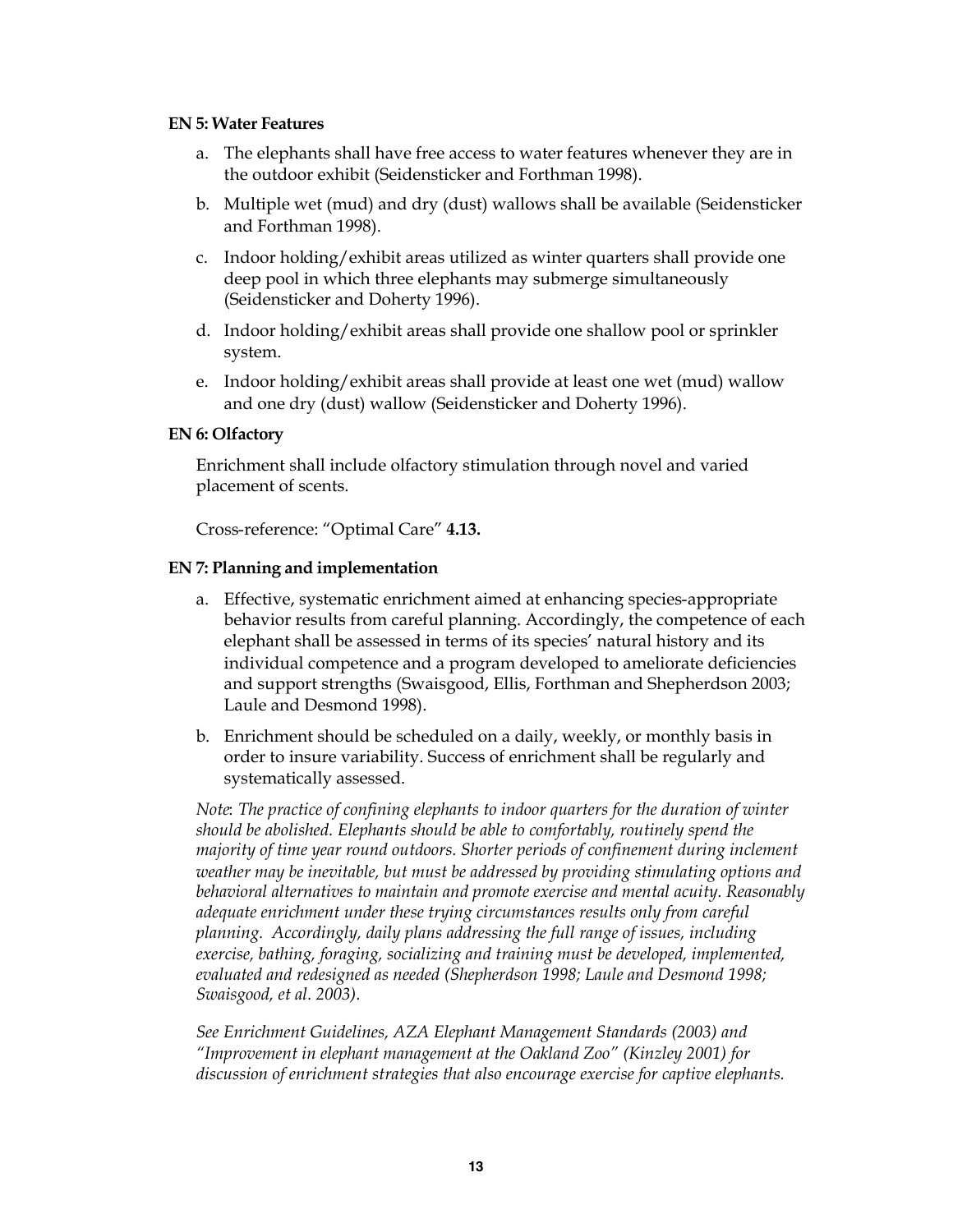**EN 5: Water Features**

a. The elephants shall have free access to water features whenever they are in the outdoor exhibit (Seidensticker and Forthman 1998).

b. Multiple wet (mud) and dry (dust) wallows shall be available (Seidensticker and Forthman 1998).

c. Indoor holding/exhibit areas utilized as winter quarters shall provide one deep pool in which three elephants may submerge simultaneously (Seidensticker and Doherty 1996).

d. Indoor holding/exhibit areas shall provide one shallow pool or sprinkler system.

e. Indoor holding/exhibit areas shall provide at least one wet (mud) wallow and one dry (dust) wallow (Seidensticker and Doherty 1996).

**EN 6: Olfactory**

Enrichment shall include olfactory stimulation through novel and varied placement of scents.

Cross-reference: "Optimal Care" **4.13.**

**EN 7: Planning and implementation**

a. Effective, systematic enrichment aimed at enhancing species-appropriate behavior results from careful planning. Accordingly, the competence of each elephant shall be assessed in terms of its species' natural history and its individual competence and a program developed to ameliorate deficiencies and support strengths (Swaisgood, Ellis, Forthman and Shepherdson 2003; Laule and Desmond 1998).

b. Enrichment should be scheduled on a daily, weekly, or monthly basis in order to insure variability. Success of enrichment shall be regularly and systematically assessed.

*Note*: *The practice of confining elephants to indoor quarters for the duration of winter should be abolished. Elephants should be able to comfortably, routinely spend the majority of time year round outdoors. Shorter periods of confinement during inclement weather may be inevitable, but must be addressed by providing stimulating options and behavioral alternatives to maintain and promote exercise and mental acuity. Reasonably adequate enrichment under these trying circumstances results only from careful planning. Accordingly, daily plans addressing the full range of issues, including exercise, bathing, foraging, socializing and training must be developed, implemented, evaluated and redesigned as needed (Shepherdson 1998; Laule and Desmond 1998; Swaisgood, et al. 2003).*

*See Enrichment Guidelines, AZA Elephant Management Standards (2003) and "Improvement in elephant management at the Oakland Zoo" (Kinzley 2001) for discussion of enrichment strategies that also encourage exercise for captive elephants.*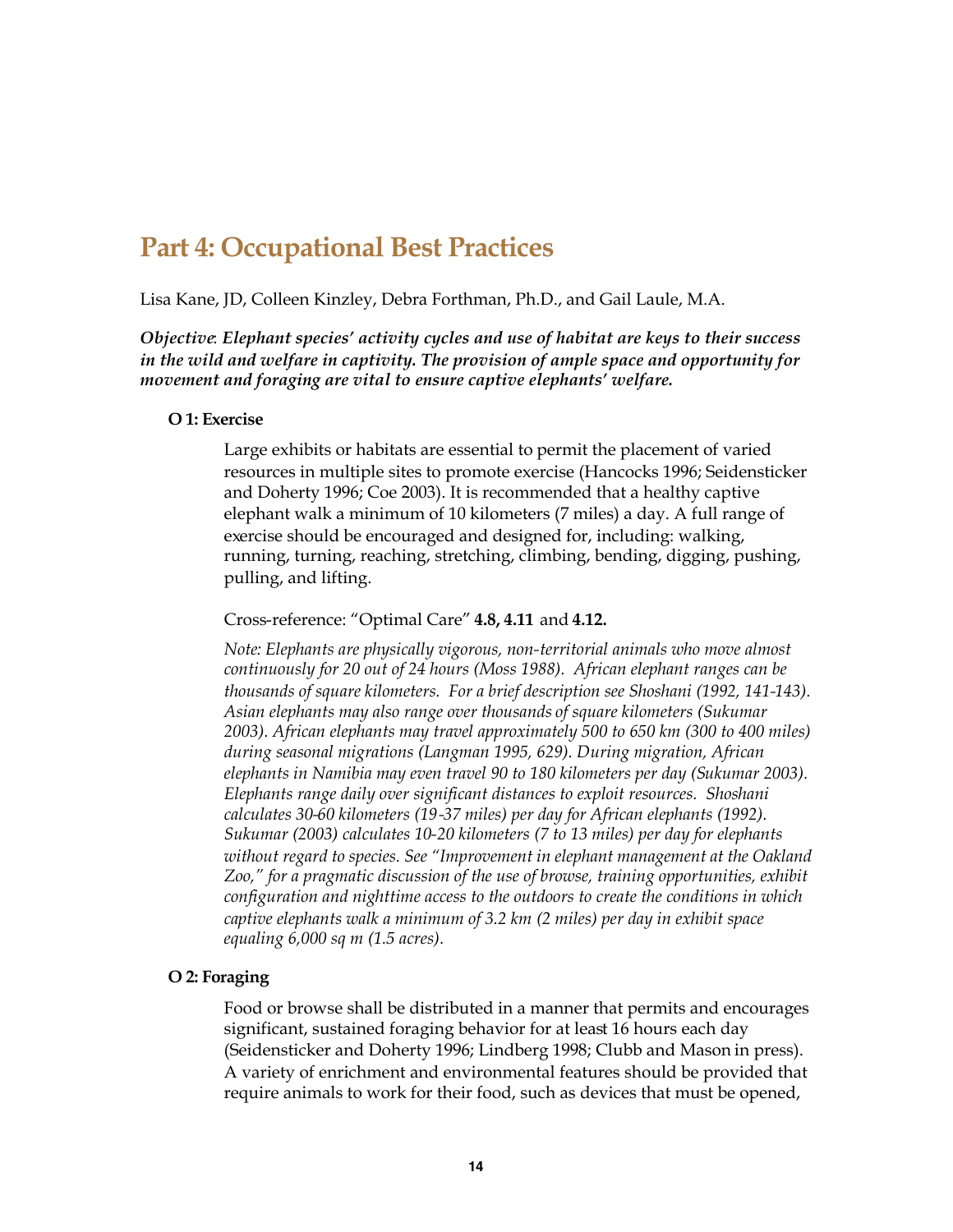# Part 4: Occupational Best Practices

Lisa Kane, JD, Colleen Kinzley, Debra Forthman, Ph.D., and Gail Laule, M.A.

***Objective*****: *****Elephant species' activity cycles and use of habitat are keys to their success in the wild and welfare in captivity. The provision of ample space and opportunity for movement and foraging are vital to ensure captive elephants' welfare.***

### O 1: Exercise

Large exhibits or habitats are essential to permit the placement of varied resources in multiple sites to promote exercise (Hancocks 1996; Seidensticker and Doherty 1996; Coe 2003). It is recommended that a healthy captive elephant walk a minimum of 10 kilometers (7 miles) a day. A full range of exercise should be encouraged and designed for, including: walking, running, turning, reaching, stretching, climbing, bending, digging, pushing, pulling, and lifting.

Cross-reference: "Optimal Care" **4.8, 4.11** and **4.12.**

*Note: Elephants are physically vigorous, non-territorial animals who move almost continuously for 20 out of 24 hours (Moss 1988). African elephant ranges can be thousands of square kilometers. For a brief description see Shoshani (1992, 141-143). Asian elephants may also range over thousands of square kilometers (Sukumar 2003). African elephants may travel approximately 500 to 650 km (300 to 400 miles) during seasonal migrations (Langman 1995, 629). During migration, African elephants in Namibia may even travel 90 to 180 kilometers per day (Sukumar 2003). Elephants range daily over significant distances to exploit resources. Shoshani calculates 30-60 kilometers (19-37 miles) per day for African elephants (1992). Sukumar (2003) calculates 10-20 kilometers (7 to 13 miles) per day for elephants without regard to species. See "Improvement in elephant management at the Oakland Zoo," for a pragmatic discussion of the use of browse, training opportunities, exhibit configuration and nighttime access to the outdoors to create the conditions in which captive elephants walk a minimum of 3.2 km (2 miles) per day in exhibit space equaling 6,000 sq m (1.5 acres).*

### O 2: Foraging

Food or browse shall be distributed in a manner that permits and encourages significant, sustained foraging behavior for at least 16 hours each day (Seidensticker and Doherty 1996; Lindberg 1998; Clubb and Mason in press). A variety of enrichment and environmental features should be provided that require animals to work for their food, such as devices that must be opened,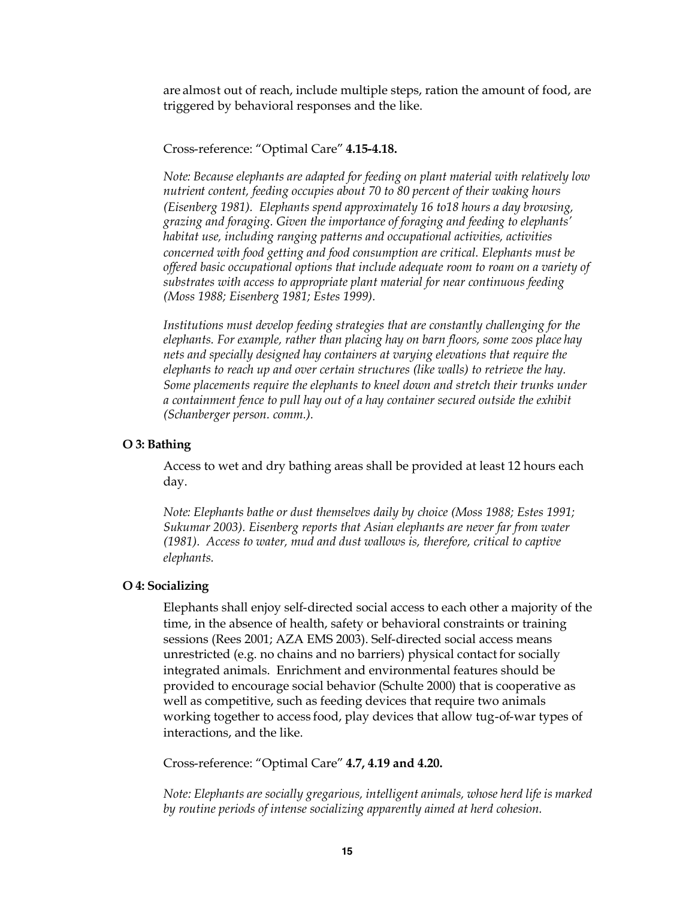are almost out of reach, include multiple steps, ration the amount of food, are triggered by behavioral responses and the like.

Cross-reference: "Optimal Care" **4.15-4.18.**

*Note: Because elephants are adapted for feeding on plant material with relatively low nutrient content, feeding occupies about 70 to 80 percent of their waking hours (Eisenberg 1981). Elephants spend approximately 16 to18 hours a day browsing, grazing and foraging. Given the importance of foraging and feeding to elephants' habitat use, including ranging patterns and occupational activities, activities concerned with food getting and food consumption are critical. Elephants must be offered basic occupational options that include adequate room to roam on a variety of substrates with access to appropriate plant material for near continuous feeding (Moss 1988; Eisenberg 1981; Estes 1999).*

*Institutions must develop feeding strategies that are constantly challenging for the elephants. For example, rather than placing hay on barn floors, some zoos place hay nets and specially designed hay containers at varying elevations that require the elephants to reach up and over certain structures (like walls) to retrieve the hay. Some placements require the elephants to kneel down and stretch their trunks under a containment fence to pull hay out of a hay container secured outside the exhibit (Schanberger person. comm.).*

**O 3: Bathing**

Access to wet and dry bathing areas shall be provided at least 12 hours each day.

*Note: Elephants bathe or dust themselves daily by choice (Moss 1988; Estes 1991; Sukumar 2003). Eisenberg reports that Asian elephants are never far from water (1981). Access to water, mud and dust wallows is, therefore, critical to captive elephants.*

**O 4: Socializing**

Elephants shall enjoy self-directed social access to each other a majority of the time, in the absence of health, safety or behavioral constraints or training sessions (Rees 2001; AZA EMS 2003). Self-directed social access means unrestricted (e.g. no chains and no barriers) physical contact for socially integrated animals. Enrichment and environmental features should be provided to encourage social behavior (Schulte 2000) that is cooperative as well as competitive, such as feeding devices that require two animals working together to access food, play devices that allow tug-of-war types of interactions, and the like.

Cross-reference: "Optimal Care" **4.7, 4.19 and 4.20.**

*Note: Elephants are socially gregarious, intelligent animals, whose herd life is marked by routine periods of intense socializing apparently aimed at herd cohesion.*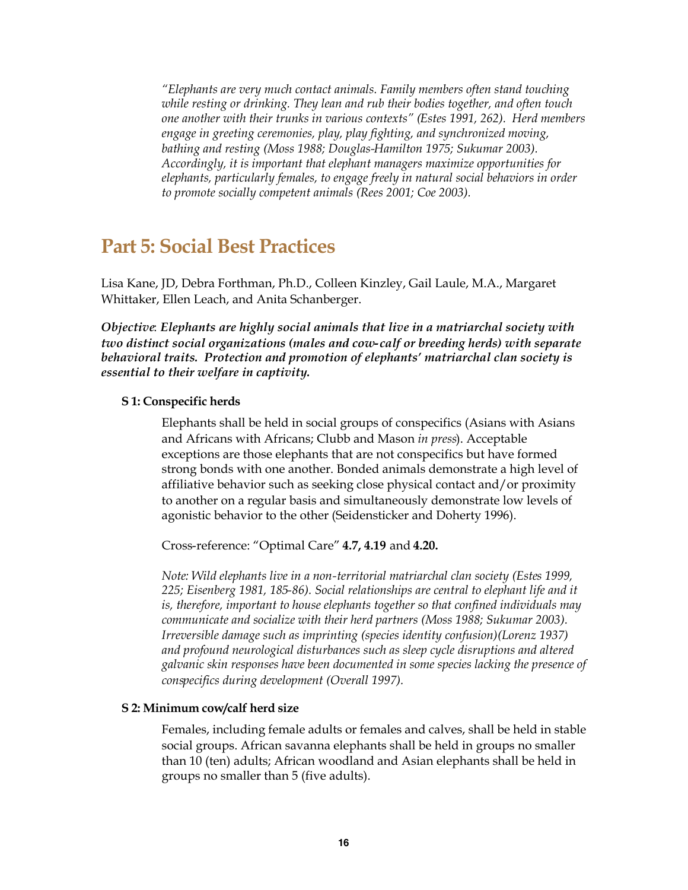*"Elephants are very much contact animals. Family members often stand touching while resting or drinking. They lean and rub their bodies together, and often touch one another with their trunks in various contexts" (Estes 1991, 262). Herd members engage in greeting ceremonies, play, play fighting, and synchronized moving, bathing and resting (Moss 1988; Douglas-Hamilton 1975; Sukumar 2003). Accordingly, it is important that elephant managers maximize opportunities for elephants, particularly females, to engage freely in natural social behaviors in order to promote socially competent animals (Rees 2001; Coe 2003).*

## Part 5: Social Best Practices

Lisa Kane, JD, Debra Forthman, Ph.D., Colleen Kinzley, Gail Laule, M.A., Margaret Whittaker, Ellen Leach, and Anita Schanberger.

***Objective*: *Elephants are highly social animals that live in a matriarchal society with two distinct social organizations (males and cow-calf or breeding herds) with separate behavioral traits. Protection and promotion of elephants' matriarchal clan society is essential to their welfare in captivity.***

### S 1: Conspecific herds

Elephants shall be held in social groups of conspecifics (Asians with Asians and Africans with Africans; Clubb and Mason *in press*). Acceptable exceptions are those elephants that are not conspecifics but have formed strong bonds with one another. Bonded animals demonstrate a high level of affiliative behavior such as seeking close physical contact and/or proximity to another on a regular basis and simultaneously demonstrate low levels of agonistic behavior to the other (Seidensticker and Doherty 1996).

Cross-reference: "Optimal Care" **4.7, 4.19** and **4.20.**

*Note: Wild elephants live in a non-territorial matriarchal clan society (Estes 1999, 225; Eisenberg 1981, 185-86). Social relationships are central to elephant life and it is, therefore, important to house elephants together so that confined individuals may communicate and socialize with their herd partners (Moss 1988; Sukumar 2003). Irreversible damage such as imprinting (species identity confusion)(Lorenz 1937) and profound neurological disturbances such as sleep cycle disruptions and altered galvanic skin responses have been documented in some species lacking the presence of conspecifics during development (Overall 1997).*

### S 2: Minimum cow/calf herd size

Females, including female adults or females and calves, shall be held in stable social groups. African savanna elephants shall be held in groups no smaller than 10 (ten) adults; African woodland and Asian elephants shall be held in groups no smaller than 5 (five adults).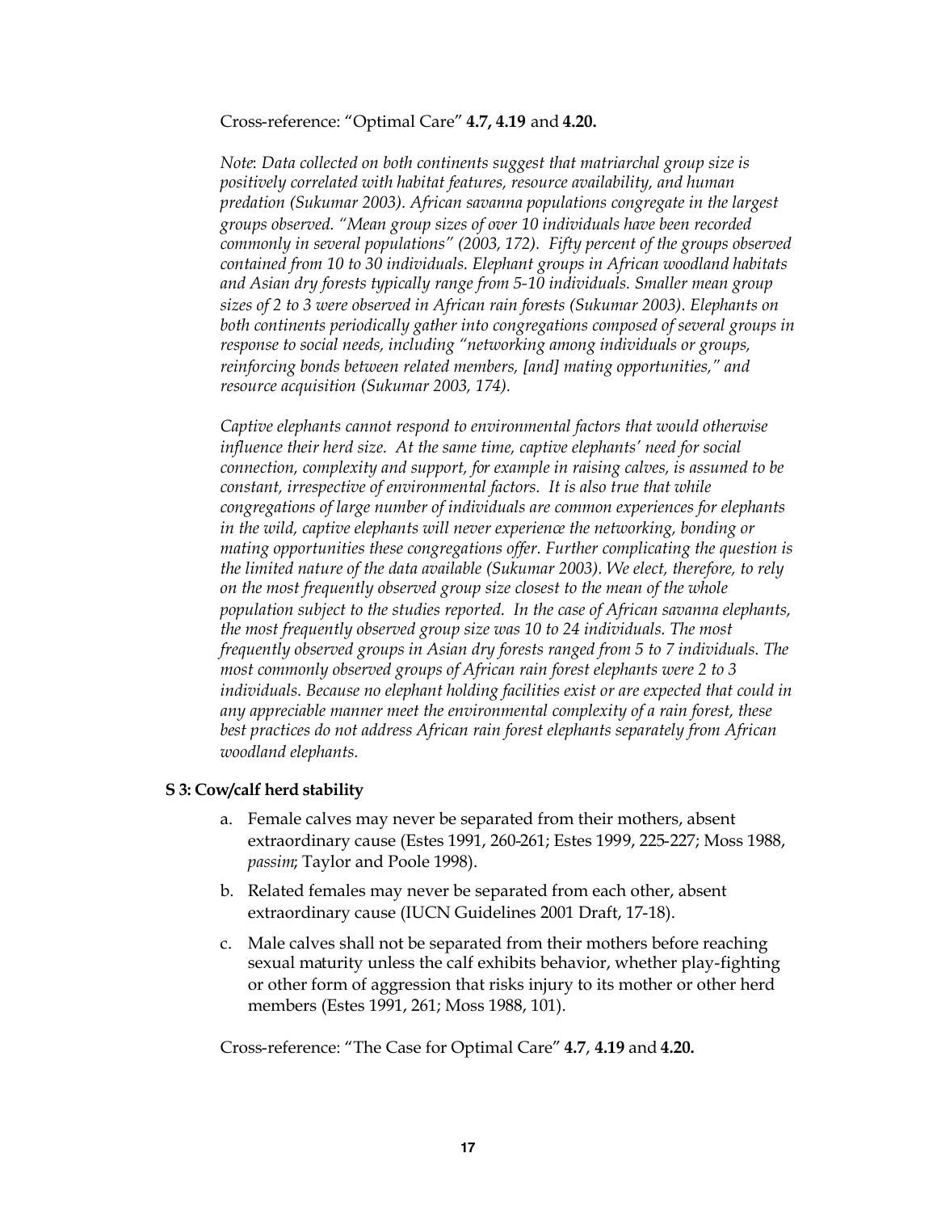Cross-reference: "Optimal Care" **4.7, 4.19** and **4.20.**

*Note*: *Data collected on both continents suggest that matriarchal group size is positively correlated with habitat features, resource availability, and human predation (Sukumar 2003). African savanna populations congregate in the largest groups observed. "Mean group sizes of over 10 individuals have been recorded commonly in several populations" (2003, 172). Fifty percent of the groups observed contained from 10 to 30 individuals. Elephant groups in African woodland habitats and Asian dry forests typically range from 5-10 individuals. Smaller mean group sizes of 2 to 3 were observed in African rain forests (Sukumar 2003). Elephants on both continents periodically gather into congregations composed of several groups in response to social needs, including "networking among individuals or groups, reinforcing bonds between related members, [and] mating opportunities," and resource acquisition (Sukumar 2003, 174).*

*Captive elephants cannot respond to environmental factors that would otherwise influence their herd size. At the same time, captive elephants' need for social connection, complexity and support, for example in raising calves, is assumed to be constant, irrespective of environmental factors. It is also true that while congregations of large number of individuals are common experiences for elephants in the wild, captive elephants will never experience the networking, bonding or mating opportunities these congregations offer. Further complicating the question is the limited nature of the data available (Sukumar 2003). We elect, therefore, to rely on the most frequently observed group size closest to the mean of the whole population subject to the studies reported. In the case of African savanna elephants, the most frequently observed group size was 10 to 24 individuals. The most frequently observed groups in Asian dry forests ranged from 5 to 7 individuals. The most commonly observed groups of African rain forest elephants were 2 to 3 individuals. Because no elephant holding facilities exist or are expected that could in any appreciable manner meet the environmental complexity of a rain forest, these best practices do not address African rain forest elephants separately from African woodland elephants.*

**S 3: Cow/calf herd stability**

a. Female calves may never be separated from their mothers, absent extraordinary cause (Estes 1991, 260-261; Estes 1999, 225-227; Moss 1988, *passim*; Taylor and Poole 1998).

b. Related females may never be separated from each other, absent extraordinary cause (IUCN Guidelines 2001 Draft, 17-18).

c. Male calves shall not be separated from their mothers before reaching sexual maturity unless the calf exhibits behavior, whether play-fighting or other form of aggression that risks injury to its mother or other herd members (Estes 1991, 261; Moss 1988, 101).

Cross-reference: "The Case for Optimal Care" **4.7**, **4.19** and **4.20.**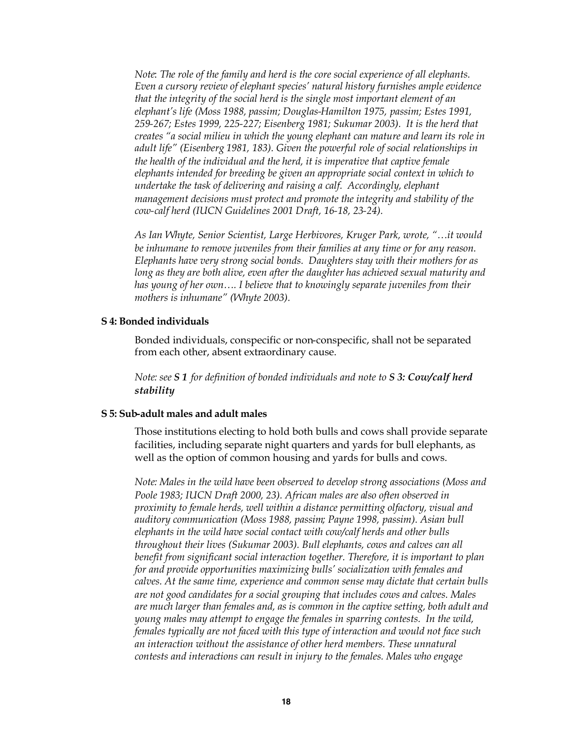*Note*: *The role of the family and herd is the core social experience of all elephants. Even a cursory review of elephant species' natural history furnishes ample evidence that the integrity of the social herd is the single most important element of an elephant's life (Moss 1988, passim; Douglas-Hamilton 1975, passim; Estes 1991, 259-267; Estes 1999, 225-227; Eisenberg 1981; Sukumar 2003). It is the herd that creates "a social milieu in which the young elephant can mature and learn its role in adult life" (Eisenberg 1981, 183). Given the powerful role of social relationships in the health of the individual and the herd, it is imperative that captive female elephants intended for breeding be given an appropriate social context in which to undertake the task of delivering and raising a calf. Accordingly, elephant management decisions must protect and promote the integrity and stability of the cow-calf herd (IUCN Guidelines 2001 Draft, 16-18, 23-24).*

*As Ian Whyte, Senior Scientist, Large Herbivores, Kruger Park, wrote, "…it would be inhumane to remove juveniles from their families at any time or for any reason. Elephants have very strong social bonds. Daughters stay with their mothers for as long as they are both alive, even after the daughter has achieved sexual maturity and has young of her own…. I believe that to knowingly separate juveniles from their mothers is inhumane" (Whyte 2003).*

**S 4: Bonded individuals**

Bonded individuals, conspecific or non-conspecific, shall not be separated from each other, absent extraordinary cause.

*Note: see **S 1** for definition of bonded individuals and note to **S 3: Cow/calf herd stability***

**S 5: Sub-adult males and adult males**

Those institutions electing to hold both bulls and cows shall provide separate facilities, including separate night quarters and yards for bull elephants, as well as the option of common housing and yards for bulls and cows.

*Note: Males in the wild have been observed to develop strong associations (Moss and Poole 1983; IUCN Draft 2000, 23). African males are also often observed in proximity to female herds, well within a distance permitting olfactory, visual and auditory communication (Moss 1988, passim; Payne 1998, passim). Asian bull elephants in the wild have social contact with cow/calf herds and other bulls throughout their lives (Sukumar 2003). Bull elephants, cows and calves can all benefit from significant social interaction together. Therefore, it is important to plan for and provide opportunities maximizing bulls' socialization with females and calves. At the same time, experience and common sense may dictate that certain bulls are not good candidates for a social grouping that includes cows and calves. Males are much larger than females and, as is common in the captive setting, both adult and young males may attempt to engage the females in sparring contests. In the wild, females typically are not faced with this type of interaction and would not face such an interaction without the assistance of other herd members. These unnatural contests and interactions can result in injury to the females. Males who engage*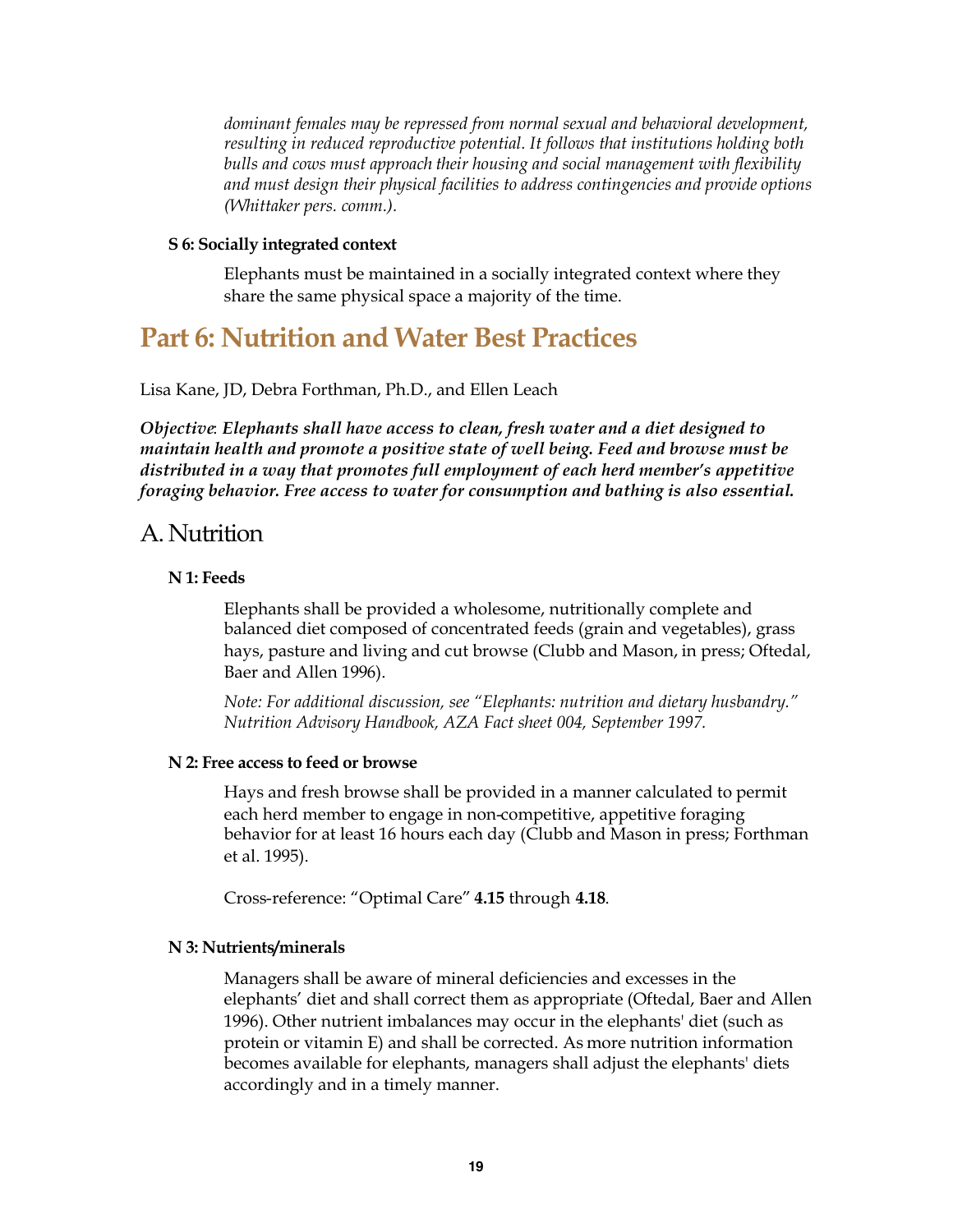*dominant females may be repressed from normal sexual and behavioral development, resulting in reduced reproductive potential. It follows that institutions holding both bulls and cows must approach their housing and social management with flexibility and must design their physical facilities to address contingencies and provide options (Whittaker pers. comm.).*

**S 6: Socially integrated context**

Elephants must be maintained in a socially integrated context where they share the same physical space a majority of the time.

# Part 6: Nutrition and Water Best Practices

Lisa Kane, JD, Debra Forthman, Ph.D., and Ellen Leach

***Objective*: *Elephants shall have access to clean, fresh water and a diet designed to maintain health and promote a positive state of well being. Feed and browse must be distributed in a way that promotes full employment of each herd member's appetitive foraging behavior. Free access to water for consumption and bathing is also essential.***

## A. Nutrition

**N 1: Feeds**

Elephants shall be provided a wholesome, nutritionally complete and balanced diet composed of concentrated feeds (grain and vegetables), grass hays, pasture and living and cut browse (Clubb and Mason, in press; Oftedal, Baer and Allen 1996).

*Note: For additional discussion, see "Elephants: nutrition and dietary husbandry." Nutrition Advisory Handbook, AZA Fact sheet 004, September 1997.*

**N 2: Free access to feed or browse**

Hays and fresh browse shall be provided in a manner calculated to permit each herd member to engage in non-competitive, appetitive foraging behavior for at least 16 hours each day (Clubb and Mason in press; Forthman et al. 1995).

Cross-reference: "Optimal Care" **4.15** through **4.18**.

**N 3: Nutrients/minerals**

Managers shall be aware of mineral deficiencies and excesses in the elephants' diet and shall correct them as appropriate (Oftedal, Baer and Allen 1996). Other nutrient imbalances may occur in the elephants' diet (such as protein or vitamin E) and shall be corrected. As more nutrition information becomes available for elephants, managers shall adjust the elephants' diets accordingly and in a timely manner.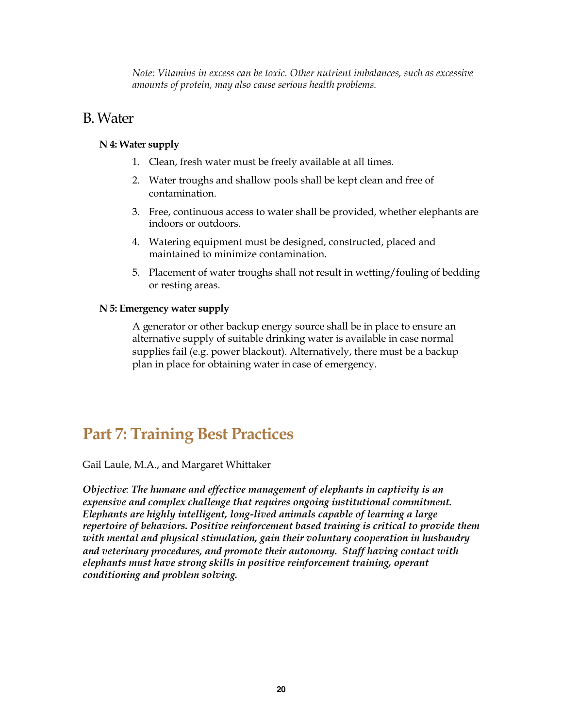*Note: Vitamins in excess can be toxic. Other nutrient imbalances, such as excessive amounts of protein, may also cause serious health problems.*

## B. Water

**N 4: Water supply**

1. Clean, fresh water must be freely available at all times.
2. Water troughs and shallow pools shall be kept clean and free of contamination.
3. Free, continuous access to water shall be provided, whether elephants are indoors or outdoors.
4. Watering equipment must be designed, constructed, placed and maintained to minimize contamination.
5. Placement of water troughs shall not result in wetting/fouling of bedding or resting areas.

**N 5: Emergency water supply**

A generator or other backup energy source shall be in place to ensure an alternative supply of suitable drinking water is available in case normal supplies fail (e.g. power blackout). Alternatively, there must be a backup plan in place for obtaining water in case of emergency.

# Part 7: Training Best Practices

Gail Laule, M.A., and Margaret Whittaker

***Objective*: *The humane and effective management of elephants in captivity is an expensive and complex challenge that requires ongoing institutional commitment. Elephants are highly intelligent, long-lived animals capable of learning a large repertoire of behaviors. Positive reinforcement based training is critical to provide them with mental and physical stimulation, gain their voluntary cooperation in husbandry and veterinary procedures, and promote their autonomy. Staff having contact with elephants must have strong skills in positive reinforcement training, operant conditioning and problem solving.***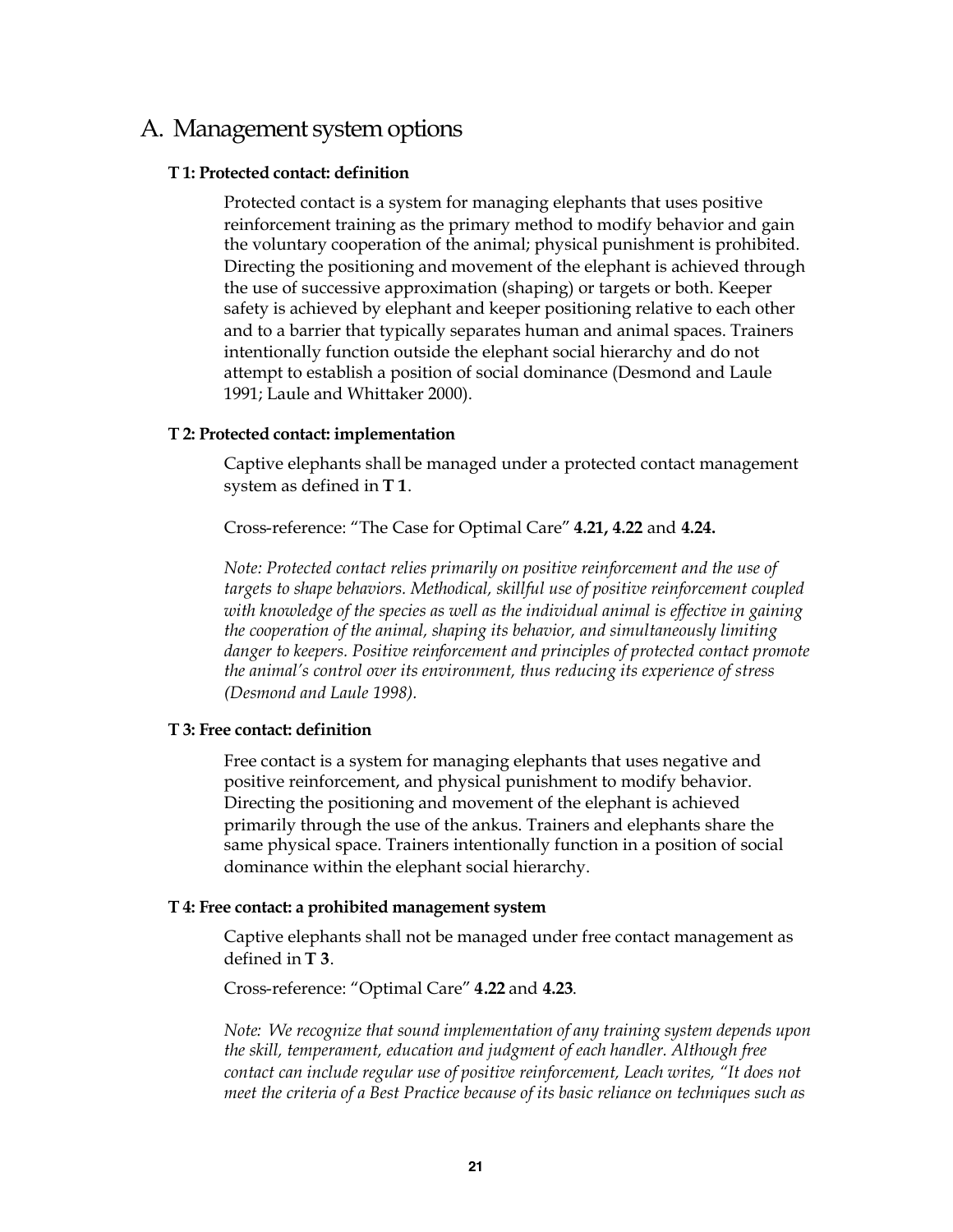## A. Management system options

### T 1: Protected contact: definition

Protected contact is a system for managing elephants that uses positive reinforcement training as the primary method to modify behavior and gain the voluntary cooperation of the animal; physical punishment is prohibited. Directing the positioning and movement of the elephant is achieved through the use of successive approximation (shaping) or targets or both. Keeper safety is achieved by elephant and keeper positioning relative to each other and to a barrier that typically separates human and animal spaces. Trainers intentionally function outside the elephant social hierarchy and do not attempt to establish a position of social dominance (Desmond and Laule 1991; Laule and Whittaker 2000).

### T 2: Protected contact: implementation

Captive elephants shall be managed under a protected contact management system as defined in **T 1**.

Cross-reference: "The Case for Optimal Care" **4.21, 4.22** and **4.24.**

*Note: Protected contact relies primarily on positive reinforcement and the use of targets to shape behaviors. Methodical, skillful use of positive reinforcement coupled with knowledge of the species as well as the individual animal is effective in gaining the cooperation of the animal, shaping its behavior, and simultaneously limiting danger to keepers. Positive reinforcement and principles of protected contact promote the animal's control over its environment, thus reducing its experience of stress (Desmond and Laule 1998).*

### T 3: Free contact: definition

Free contact is a system for managing elephants that uses negative and positive reinforcement, and physical punishment to modify behavior. Directing the positioning and movement of the elephant is achieved primarily through the use of the ankus. Trainers and elephants share the same physical space. Trainers intentionally function in a position of social dominance within the elephant social hierarchy.

### T 4: Free contact: a prohibited management system

Captive elephants shall not be managed under free contact management as defined in **T 3**.

Cross-reference: "Optimal Care" **4.22** and **4.23**.

*Note: We recognize that sound implementation of any training system depends upon the skill, temperament, education and judgment of each handler. Although free contact can include regular use of positive reinforcement, Leach writes, "It does not meet the criteria of a Best Practice because of its basic reliance on techniques such as*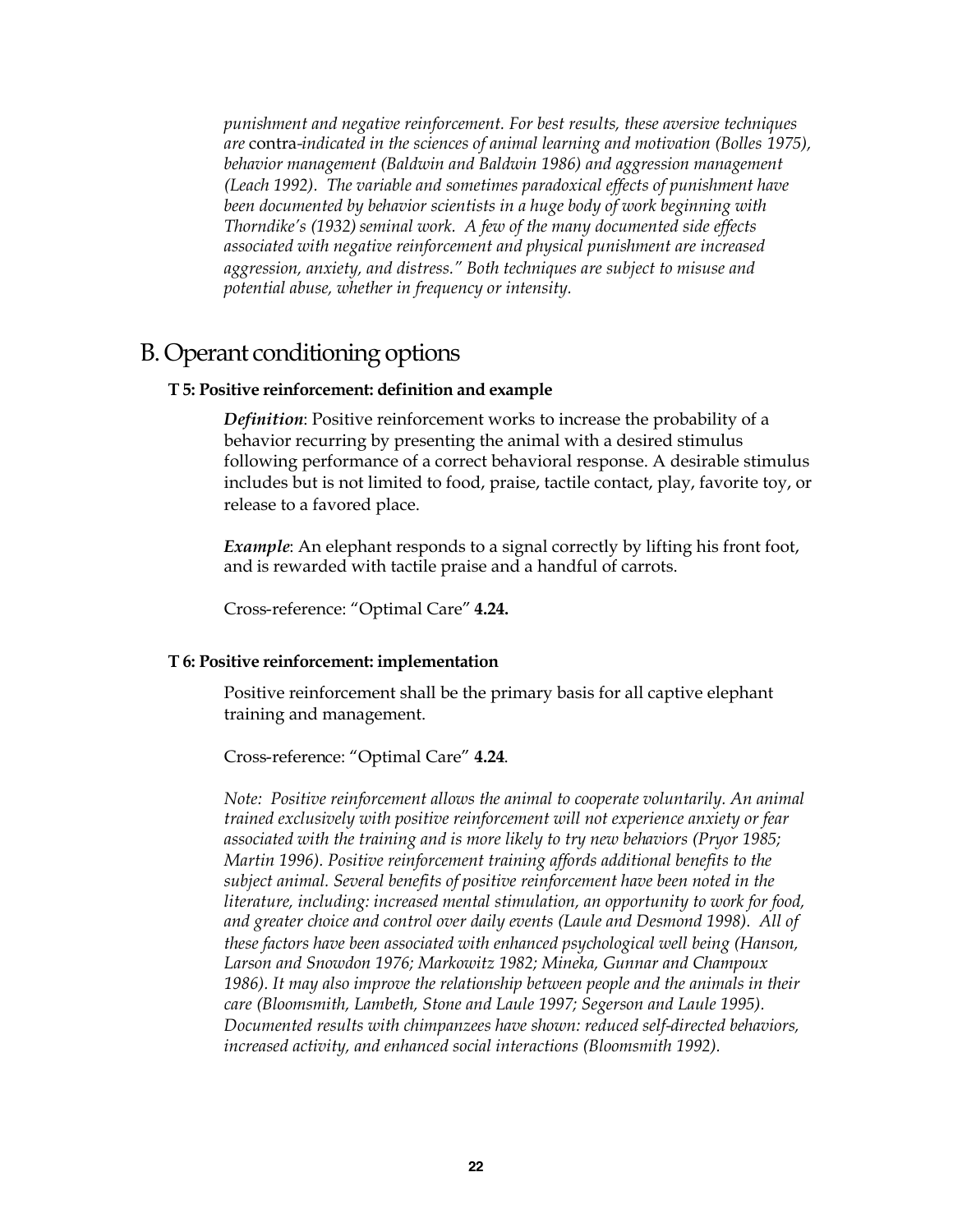*punishment and negative reinforcement. For best results, these aversive techniques are* contra*-indicated in the sciences of animal learning and motivation (Bolles 1975), behavior management (Baldwin and Baldwin 1986) and aggression management (Leach 1992). The variable and sometimes paradoxical effects of punishment have been documented by behavior scientists in a huge body of work beginning with Thorndike's (1932) seminal work. A few of the many documented side effects associated with negative reinforcement and physical punishment are increased aggression, anxiety, and distress." Both techniques are subject to misuse and potential abuse, whether in frequency or intensity.*

## B. Operant conditioning options

### T 5: Positive reinforcement: definition and example

***Definition***: Positive reinforcement works to increase the probability of a behavior recurring by presenting the animal with a desired stimulus following performance of a correct behavioral response. A desirable stimulus includes but is not limited to food, praise, tactile contact, play, favorite toy, or release to a favored place.

***Example***: An elephant responds to a signal correctly by lifting his front foot, and is rewarded with tactile praise and a handful of carrots.

Cross-reference: "Optimal Care" **4.24.**

### T 6: Positive reinforcement: implementation

Positive reinforcement shall be the primary basis for all captive elephant training and management.

Cross-reference: "Optimal Care" **4.24**.

*Note: Positive reinforcement allows the animal to cooperate voluntarily. An animal trained exclusively with positive reinforcement will not experience anxiety or fear associated with the training and is more likely to try new behaviors (Pryor 1985; Martin 1996). Positive reinforcement training affords additional benefits to the subject animal. Several benefits of positive reinforcement have been noted in the literature, including: increased mental stimulation, an opportunity to work for food, and greater choice and control over daily events (Laule and Desmond 1998). All of these factors have been associated with enhanced psychological well being (Hanson, Larson and Snowdon 1976; Markowitz 1982; Mineka, Gunnar and Champoux 1986). It may also improve the relationship between people and the animals in their care (Bloomsmith, Lambeth, Stone and Laule 1997; Segerson and Laule 1995). Documented results with chimpanzees have shown: reduced self-directed behaviors, increased activity, and enhanced social interactions (Bloomsmith 1992).*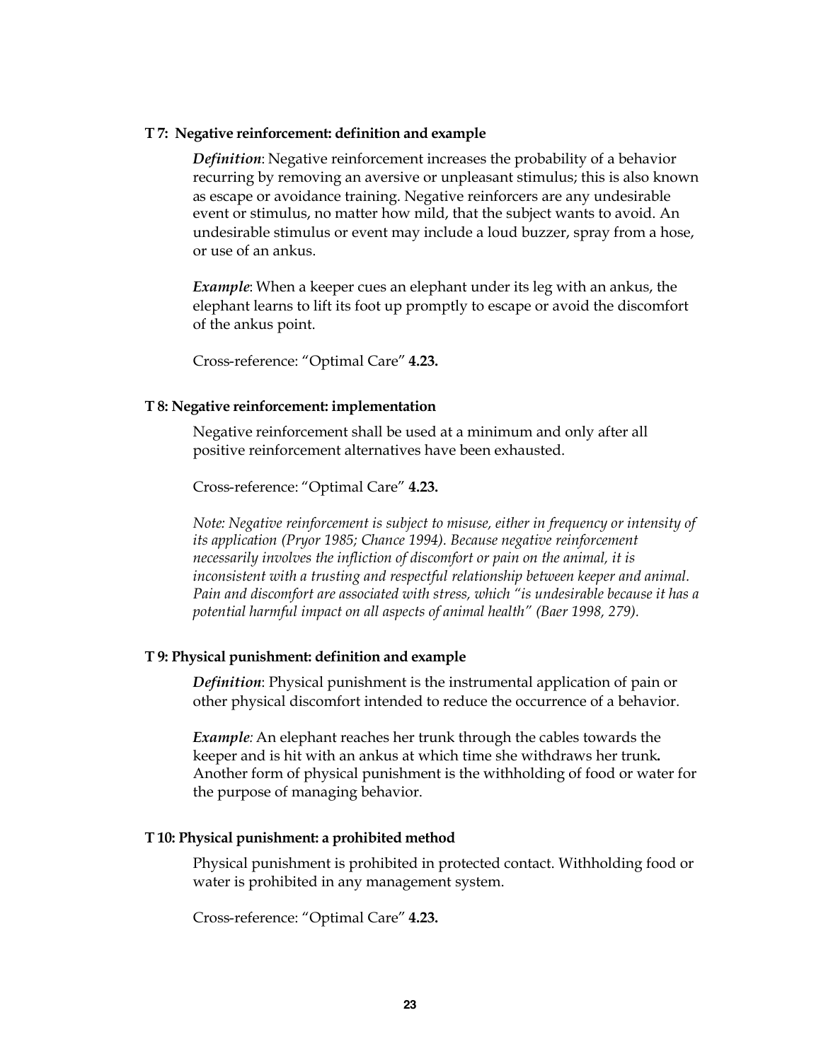**T 7: Negative reinforcement: definition and example**

*Definition*: Negative reinforcement increases the probability of a behavior recurring by removing an aversive or unpleasant stimulus; this is also known as escape or avoidance training. Negative reinforcers are any undesirable event or stimulus, no matter how mild, that the subject wants to avoid. An undesirable stimulus or event may include a loud buzzer, spray from a hose, or use of an ankus.

*Example*: When a keeper cues an elephant under its leg with an ankus, the elephant learns to lift its foot up promptly to escape or avoid the discomfort of the ankus point.

Cross-reference: "Optimal Care" **4.23.**

**T 8: Negative reinforcement: implementation**

Negative reinforcement shall be used at a minimum and only after all positive reinforcement alternatives have been exhausted.

Cross-reference: "Optimal Care" **4.23.**

*Note: Negative reinforcement is subject to misuse, either in frequency or intensity of its application (Pryor 1985; Chance 1994). Because negative reinforcement necessarily involves the infliction of discomfort or pain on the animal, it is inconsistent with a trusting and respectful relationship between keeper and animal. Pain and discomfort are associated with stress, which "is undesirable because it has a potential harmful impact on all aspects of animal health" (Baer 1998, 279).*

**T 9: Physical punishment: definition and example**

*Definition*: Physical punishment is the instrumental application of pain or other physical discomfort intended to reduce the occurrence of a behavior.

*Example:* An elephant reaches her trunk through the cables towards the keeper and is hit with an ankus at which time she withdraws her trunk**.** Another form of physical punishment is the withholding of food or water for the purpose of managing behavior.

**T 10: Physical punishment: a prohibited method**

Physical punishment is prohibited in protected contact. Withholding food or water is prohibited in any management system.

Cross-reference: "Optimal Care" **4.23.**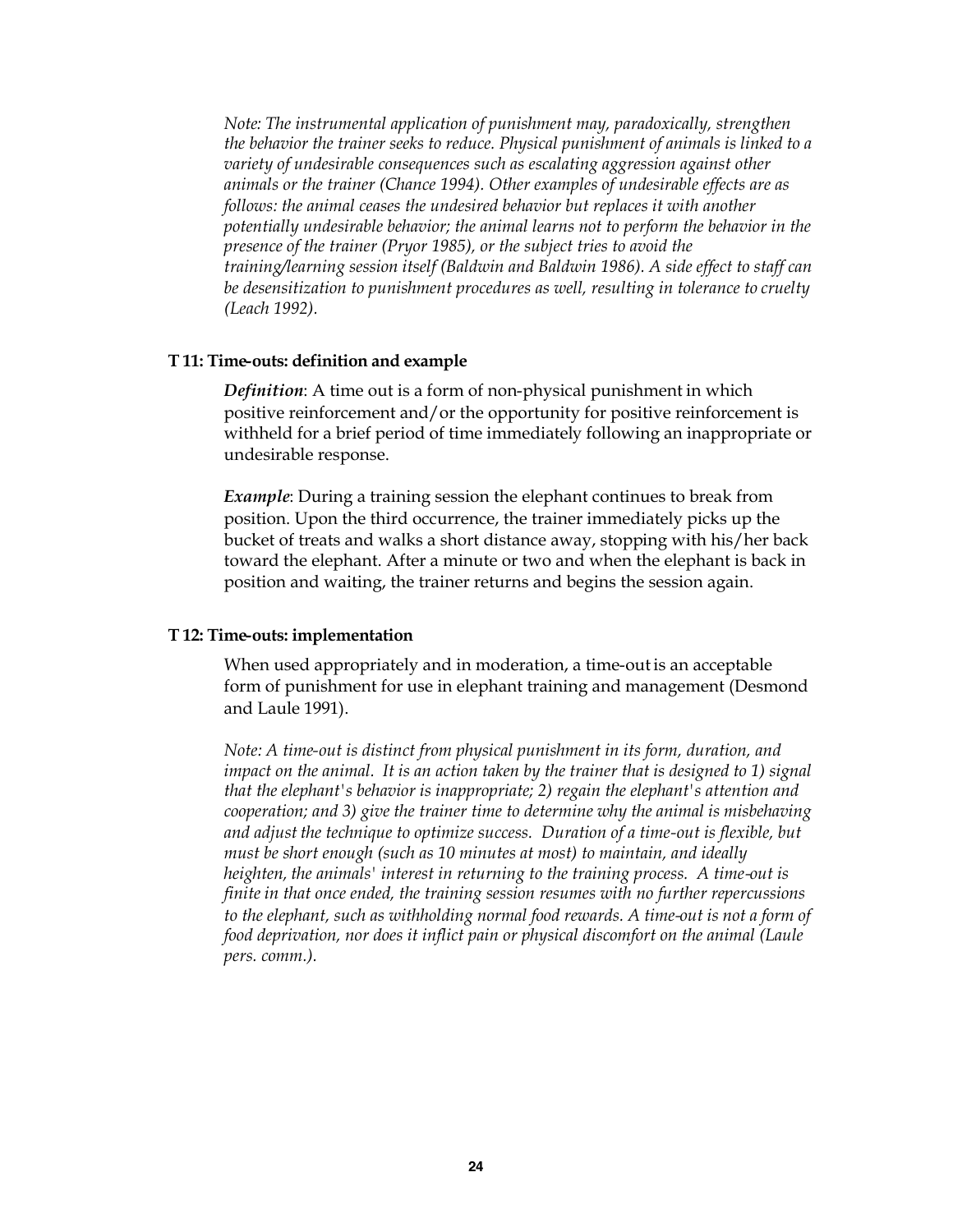*Note: The instrumental application of punishment may, paradoxically, strengthen the behavior the trainer seeks to reduce. Physical punishment of animals is linked to a variety of undesirable consequences such as escalating aggression against other animals or the trainer (Chance 1994). Other examples of undesirable effects are as follows: the animal ceases the undesired behavior but replaces it with another potentially undesirable behavior; the animal learns not to perform the behavior in the presence of the trainer (Pryor 1985), or the subject tries to avoid the training/learning session itself (Baldwin and Baldwin 1986). A side effect to staff can be desensitization to punishment procedures as well, resulting in tolerance to cruelty (Leach 1992).*

### T 11: Time-outs: definition and example

***Definition***: A time out is a form of non-physical punishment in which positive reinforcement and/or the opportunity for positive reinforcement is withheld for a brief period of time immediately following an inappropriate or undesirable response.

***Example***: During a training session the elephant continues to break from position. Upon the third occurrence, the trainer immediately picks up the bucket of treats and walks a short distance away, stopping with his/her back toward the elephant. After a minute or two and when the elephant is back in position and waiting, the trainer returns and begins the session again.

### T 12: Time-outs: implementation

When used appropriately and in moderation, a time-out is an acceptable form of punishment for use in elephant training and management (Desmond and Laule 1991).

*Note: A time-out is distinct from physical punishment in its form, duration, and impact on the animal. It is an action taken by the trainer that is designed to 1) signal that the elephant's behavior is inappropriate; 2) regain the elephant's attention and cooperation; and 3) give the trainer time to determine why the animal is misbehaving and adjust the technique to optimize success. Duration of a time-out is flexible, but must be short enough (such as 10 minutes at most) to maintain, and ideally heighten, the animals' interest in returning to the training process. A time-out is finite in that once ended, the training session resumes with no further repercussions to the elephant, such as withholding normal food rewards. A time-out is not a form of food deprivation, nor does it inflict pain or physical discomfort on the animal (Laule pers. comm.).*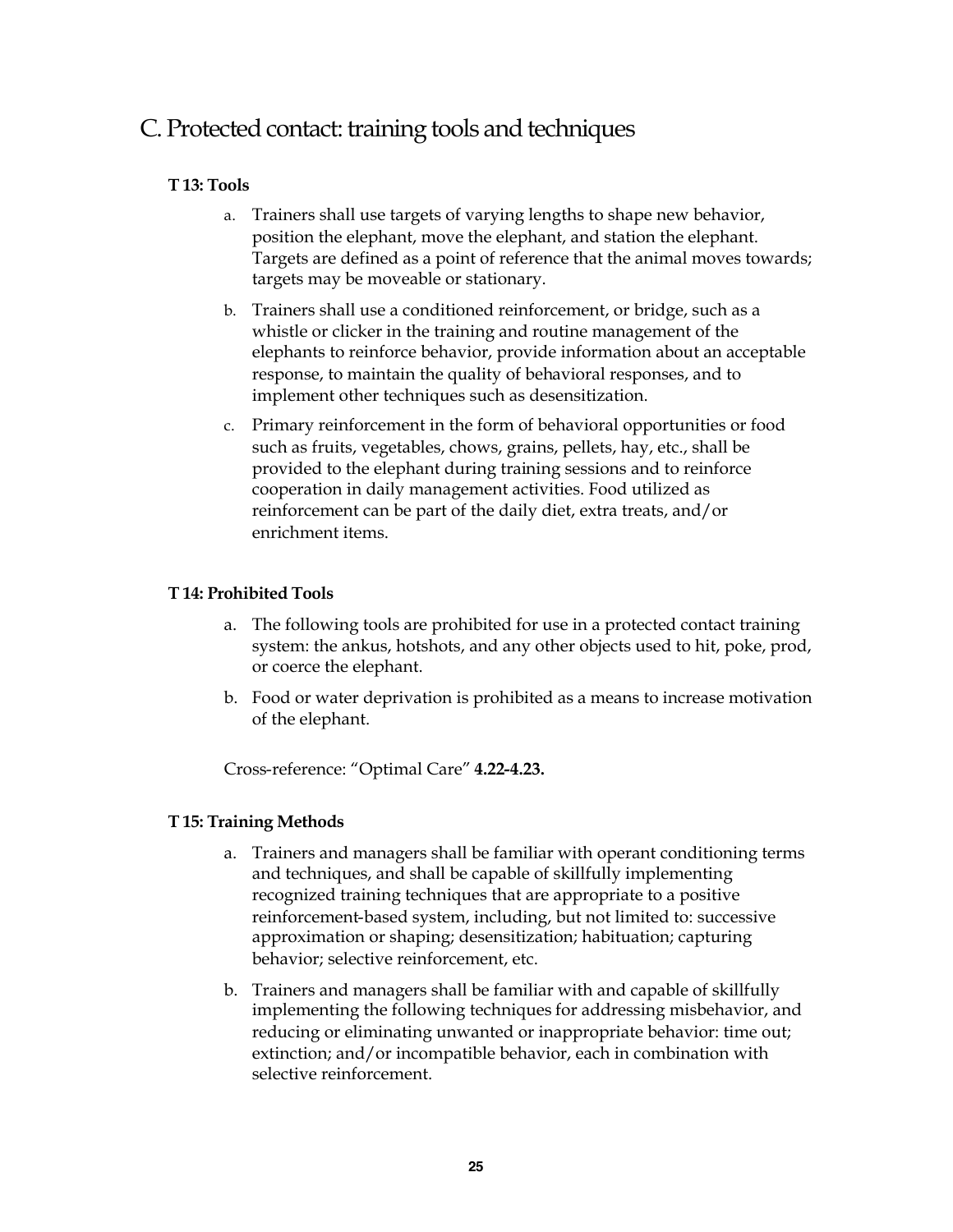## C. Protected contact: training tools and techniques

### T 13: Tools

a. Trainers shall use targets of varying lengths to shape new behavior, position the elephant, move the elephant, and station the elephant. Targets are defined as a point of reference that the animal moves towards; targets may be moveable or stationary.

b. Trainers shall use a conditioned reinforcement, or bridge, such as a whistle or clicker in the training and routine management of the elephants to reinforce behavior, provide information about an acceptable response, to maintain the quality of behavioral responses, and to implement other techniques such as desensitization.

c. Primary reinforcement in the form of behavioral opportunities or food such as fruits, vegetables, chows, grains, pellets, hay, etc., shall be provided to the elephant during training sessions and to reinforce cooperation in daily management activities. Food utilized as reinforcement can be part of the daily diet, extra treats, and/or enrichment items.

### T 14: Prohibited Tools

a. The following tools are prohibited for use in a protected contact training system: the ankus, hotshots, and any other objects used to hit, poke, prod, or coerce the elephant.

b. Food or water deprivation is prohibited as a means to increase motivation of the elephant.

Cross-reference: "Optimal Care" **4.22-4.23.**

### T 15: Training Methods

a. Trainers and managers shall be familiar with operant conditioning terms and techniques, and shall be capable of skillfully implementing recognized training techniques that are appropriate to a positive reinforcement-based system, including, but not limited to: successive approximation or shaping; desensitization; habituation; capturing behavior; selective reinforcement, etc.

b. Trainers and managers shall be familiar with and capable of skillfully implementing the following techniques for addressing misbehavior, and reducing or eliminating unwanted or inappropriate behavior: time out; extinction; and/or incompatible behavior, each in combination with selective reinforcement.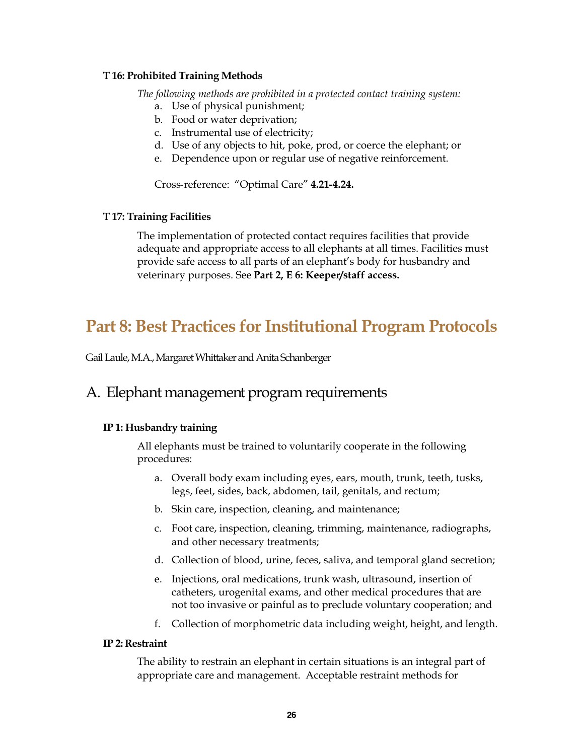#### T 16: Prohibited Training Methods

*The following methods are prohibited in a protected contact training system:*

a. Use of physical punishment;
b. Food or water deprivation;
c. Instrumental use of electricity;
d. Use of any objects to hit, poke, prod, or coerce the elephant; or
e. Dependence upon or regular use of negative reinforcement.

Cross-reference: "Optimal Care" **4.21-4.24.**

#### T 17: Training Facilities

The implementation of protected contact requires facilities that provide adequate and appropriate access to all elephants at all times. Facilities must provide safe access to all parts of an elephant's body for husbandry and veterinary purposes. See **Part 2, E 6: Keeper/staff access.**

# Part 8: Best Practices for Institutional Program Protocols

Gail Laule, M.A., Margaret Whittaker and Anita Schanberger

## A. Elephant management program requirements

#### IP 1: Husbandry training

All elephants must be trained to voluntarily cooperate in the following procedures:

a. Overall body exam including eyes, ears, mouth, trunk, teeth, tusks, legs, feet, sides, back, abdomen, tail, genitals, and rectum;

b. Skin care, inspection, cleaning, and maintenance;

c. Foot care, inspection, cleaning, trimming, maintenance, radiographs, and other necessary treatments;

d. Collection of blood, urine, feces, saliva, and temporal gland secretion;

e. Injections, oral medications, trunk wash, ultrasound, insertion of catheters, urogenital exams, and other medical procedures that are not too invasive or painful as to preclude voluntary cooperation; and

f. Collection of morphometric data including weight, height, and length.

#### IP 2: Restraint

The ability to restrain an elephant in certain situations is an integral part of appropriate care and management. Acceptable restraint methods for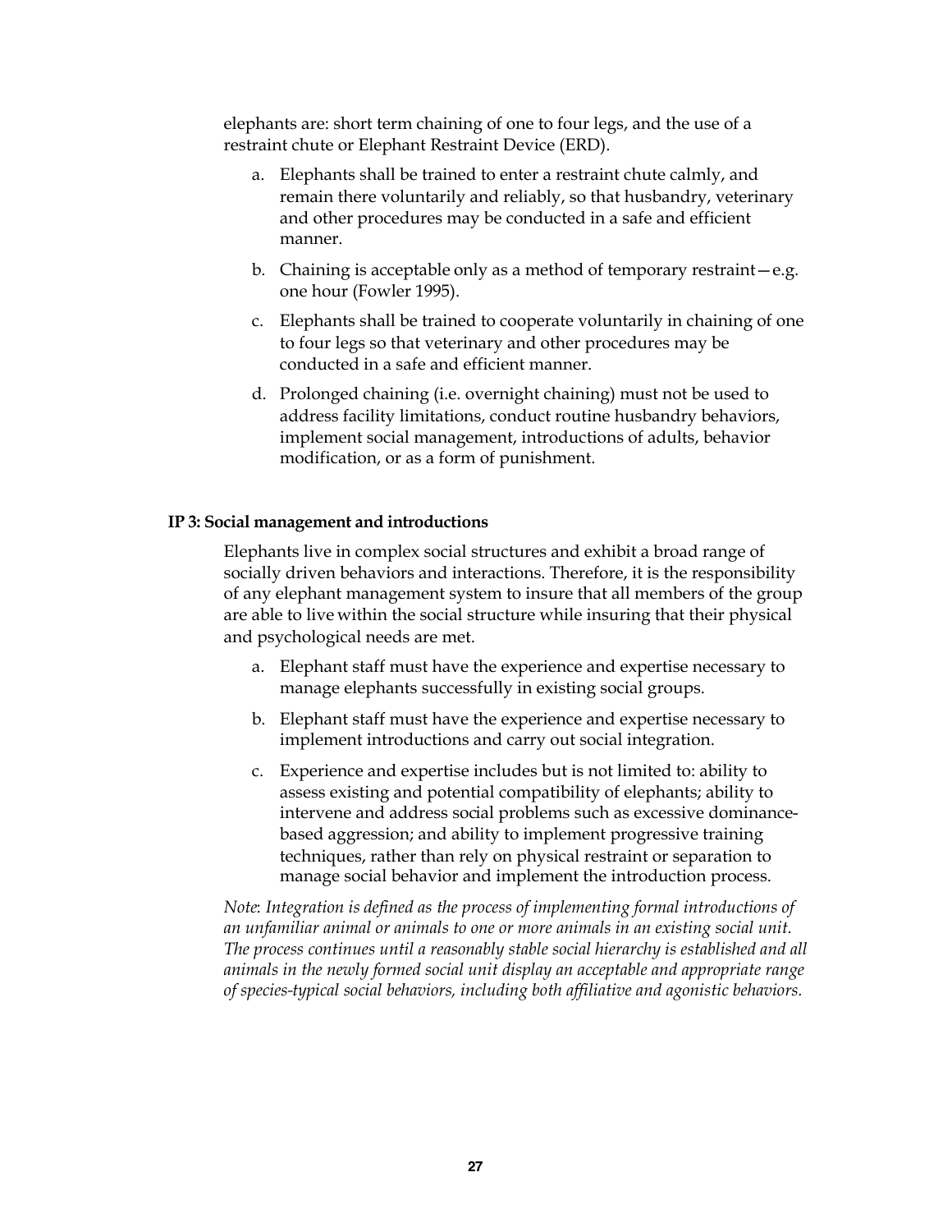elephants are: short term chaining of one to four legs, and the use of a restraint chute or Elephant Restraint Device (ERD).

a. Elephants shall be trained to enter a restraint chute calmly, and remain there voluntarily and reliably, so that husbandry, veterinary and other procedures may be conducted in a safe and efficient manner.

b. Chaining is acceptable only as a method of temporary restraint—e.g. one hour (Fowler 1995).

c. Elephants shall be trained to cooperate voluntarily in chaining of one to four legs so that veterinary and other procedures may be conducted in a safe and efficient manner.

d. Prolonged chaining (i.e. overnight chaining) must not be used to address facility limitations, conduct routine husbandry behaviors, implement social management, introductions of adults, behavior modification, or as a form of punishment.

**IP 3: Social management and introductions**

Elephants live in complex social structures and exhibit a broad range of socially driven behaviors and interactions. Therefore, it is the responsibility of any elephant management system to insure that all members of the group are able to live within the social structure while insuring that their physical and psychological needs are met.

a. Elephant staff must have the experience and expertise necessary to manage elephants successfully in existing social groups.

b. Elephant staff must have the experience and expertise necessary to implement introductions and carry out social integration.

c. Experience and expertise includes but is not limited to: ability to assess existing and potential compatibility of elephants; ability to intervene and address social problems such as excessive dominance-based aggression; and ability to implement progressive training techniques, rather than rely on physical restraint or separation to manage social behavior and implement the introduction process.

*Note*: *Integration is defined as the process of implementing formal introductions of an unfamiliar animal or animals to one or more animals in an existing social unit. The process continues until a reasonably stable social hierarchy is established and all animals in the newly formed social unit display an acceptable and appropriate range of species-typical social behaviors, including both affiliative and agonistic behaviors.*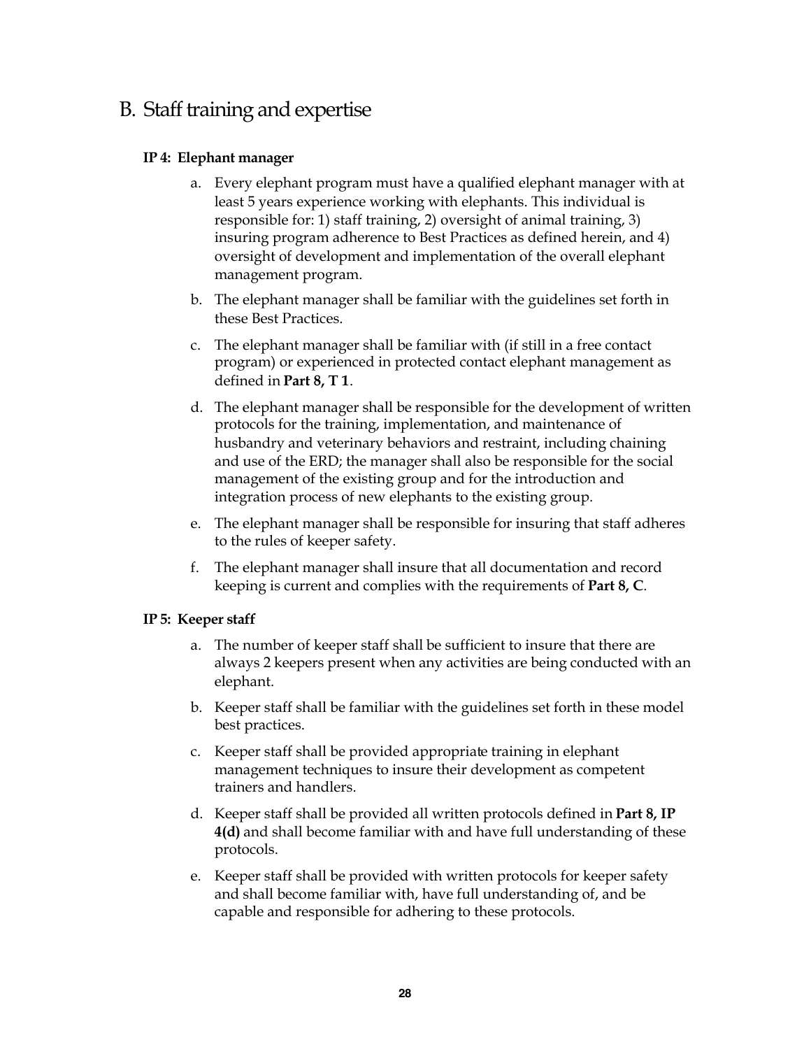## B. Staff training and expertise

**IP 4: Elephant manager**

a. Every elephant program must have a qualified elephant manager with at least 5 years experience working with elephants. This individual is responsible for: 1) staff training, 2) oversight of animal training, 3) insuring program adherence to Best Practices as defined herein, and 4) oversight of development and implementation of the overall elephant management program.

b. The elephant manager shall be familiar with the guidelines set forth in these Best Practices.

c. The elephant manager shall be familiar with (if still in a free contact program) or experienced in protected contact elephant management as defined in **Part 8, T 1**.

d. The elephant manager shall be responsible for the development of written protocols for the training, implementation, and maintenance of husbandry and veterinary behaviors and restraint, including chaining and use of the ERD; the manager shall also be responsible for the social management of the existing group and for the introduction and integration process of new elephants to the existing group.

e. The elephant manager shall be responsible for insuring that staff adheres to the rules of keeper safety.

f. The elephant manager shall insure that all documentation and record keeping is current and complies with the requirements of **Part 8, C**.

**IP 5: Keeper staff**

a. The number of keeper staff shall be sufficient to insure that there are always 2 keepers present when any activities are being conducted with an elephant.

b. Keeper staff shall be familiar with the guidelines set forth in these model best practices.

c. Keeper staff shall be provided appropriate training in elephant management techniques to insure their development as competent trainers and handlers.

d. Keeper staff shall be provided all written protocols defined in **Part 8, IP 4(d)** and shall become familiar with and have full understanding of these protocols.

e. Keeper staff shall be provided with written protocols for keeper safety and shall become familiar with, have full understanding of, and be capable and responsible for adhering to these protocols.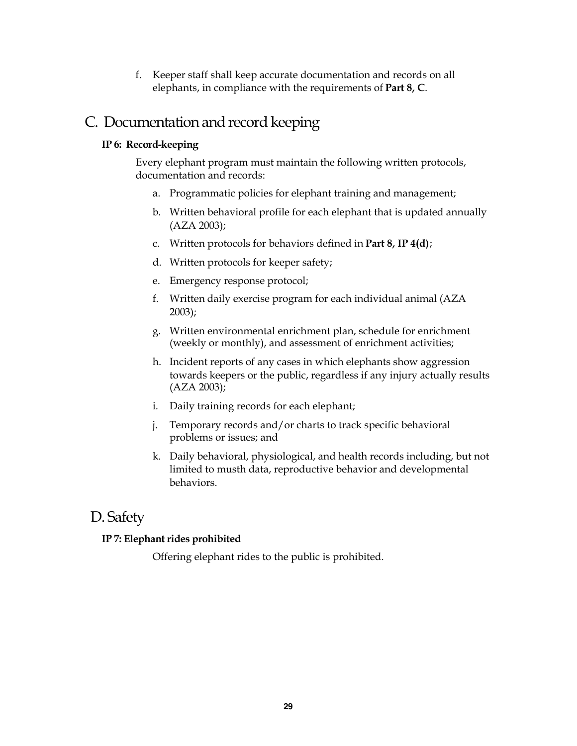f. Keeper staff shall keep accurate documentation and records on all elephants, in compliance with the requirements of **Part 8, C**.

## C. Documentation and record keeping

### IP 6: Record-keeping

Every elephant program must maintain the following written protocols, documentation and records:

a. Programmatic policies for elephant training and management;

b. Written behavioral profile for each elephant that is updated annually (AZA 2003);

c. Written protocols for behaviors defined in **Part 8, IP 4(d)**;

d. Written protocols for keeper safety;

e. Emergency response protocol;

f. Written daily exercise program for each individual animal (AZA 2003);

g. Written environmental enrichment plan, schedule for enrichment (weekly or monthly), and assessment of enrichment activities;

h. Incident reports of any cases in which elephants show aggression towards keepers or the public, regardless if any injury actually results (AZA 2003);

i. Daily training records for each elephant;

j. Temporary records and/or charts to track specific behavioral problems or issues; and

k. Daily behavioral, physiological, and health records including, but not limited to musth data, reproductive behavior and developmental behaviors.

## D. Safety

### IP 7: Elephant rides prohibited

Offering elephant rides to the public is prohibited.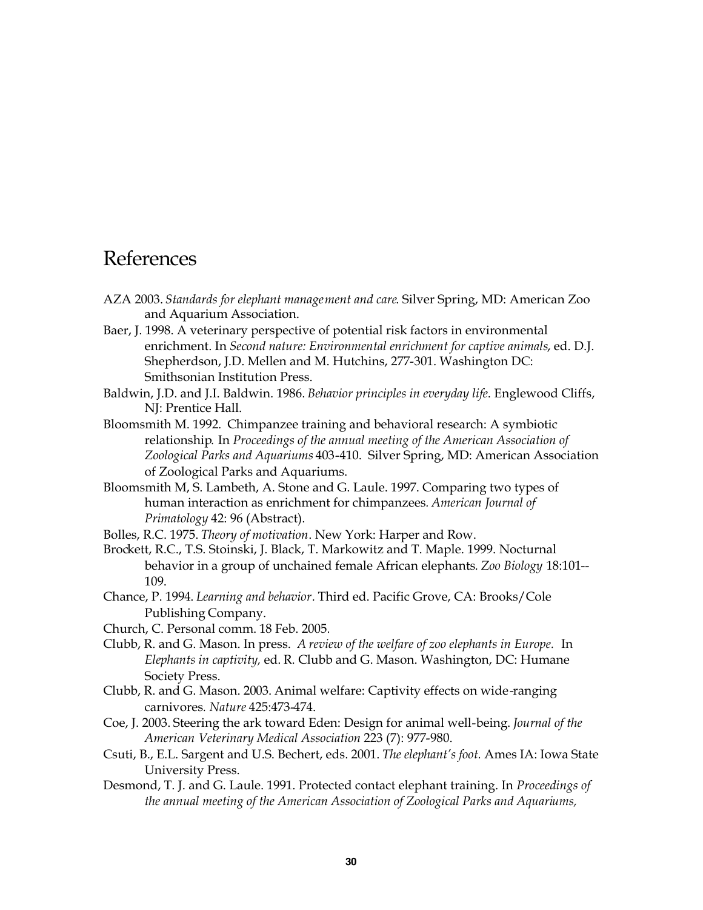# References

AZA 2003. *Standards for elephant management and care*. Silver Spring, MD: American Zoo and Aquarium Association.

Baer, J. 1998. A veterinary perspective of potential risk factors in environmental enrichment. In *Second nature: Environmental enrichment for captive animals*, ed. D.J. Shepherdson, J.D. Mellen and M. Hutchins, 277-301. Washington DC: Smithsonian Institution Press.

Baldwin, J.D. and J.I. Baldwin. 1986. *Behavior principles in everyday life*. Englewood Cliffs, NJ: Prentice Hall.

Bloomsmith M. 1992. Chimpanzee training and behavioral research: A symbiotic relationship. In *Proceedings of the annual meeting of the American Association of Zoological Parks and Aquariums* 403-410. Silver Spring, MD: American Association of Zoological Parks and Aquariums.

Bloomsmith M, S. Lambeth, A. Stone and G. Laule. 1997. Comparing two types of human interaction as enrichment for chimpanzees. *American Journal of Primatology* 42: 96 (Abstract).

Bolles, R.C. 1975. *Theory of motivation*. New York: Harper and Row.

Brockett, R.C., T.S. Stoinski, J. Black, T. Markowitz and T. Maple. 1999. Nocturnal behavior in a group of unchained female African elephants. *Zoo Biology* 18:101--109.

Chance, P. 1994. *Learning and behavior*. Third ed. Pacific Grove, CA: Brooks/Cole Publishing Company.

Church, C. Personal comm. 18 Feb. 2005.

Clubb, R. and G. Mason. In press. *A review of the welfare of zoo elephants in Europe.* In *Elephants in captivity,* ed. R. Clubb and G. Mason. Washington, DC: Humane Society Press.

Clubb, R. and G. Mason. 2003. Animal welfare: Captivity effects on wide-ranging carnivores. *Nature* 425:473-474.

Coe, J. 2003. Steering the ark toward Eden: Design for animal well-being. *Journal of the American Veterinary Medical Association* 223 (7): 977-980.

Csuti, B., E.L. Sargent and U.S. Bechert, eds. 2001. *The elephant's foot.* Ames IA: Iowa State University Press.

Desmond, T. J. and G. Laule. 1991. Protected contact elephant training. In *Proceedings of the annual meeting of the American Association of Zoological Parks and Aquariums,*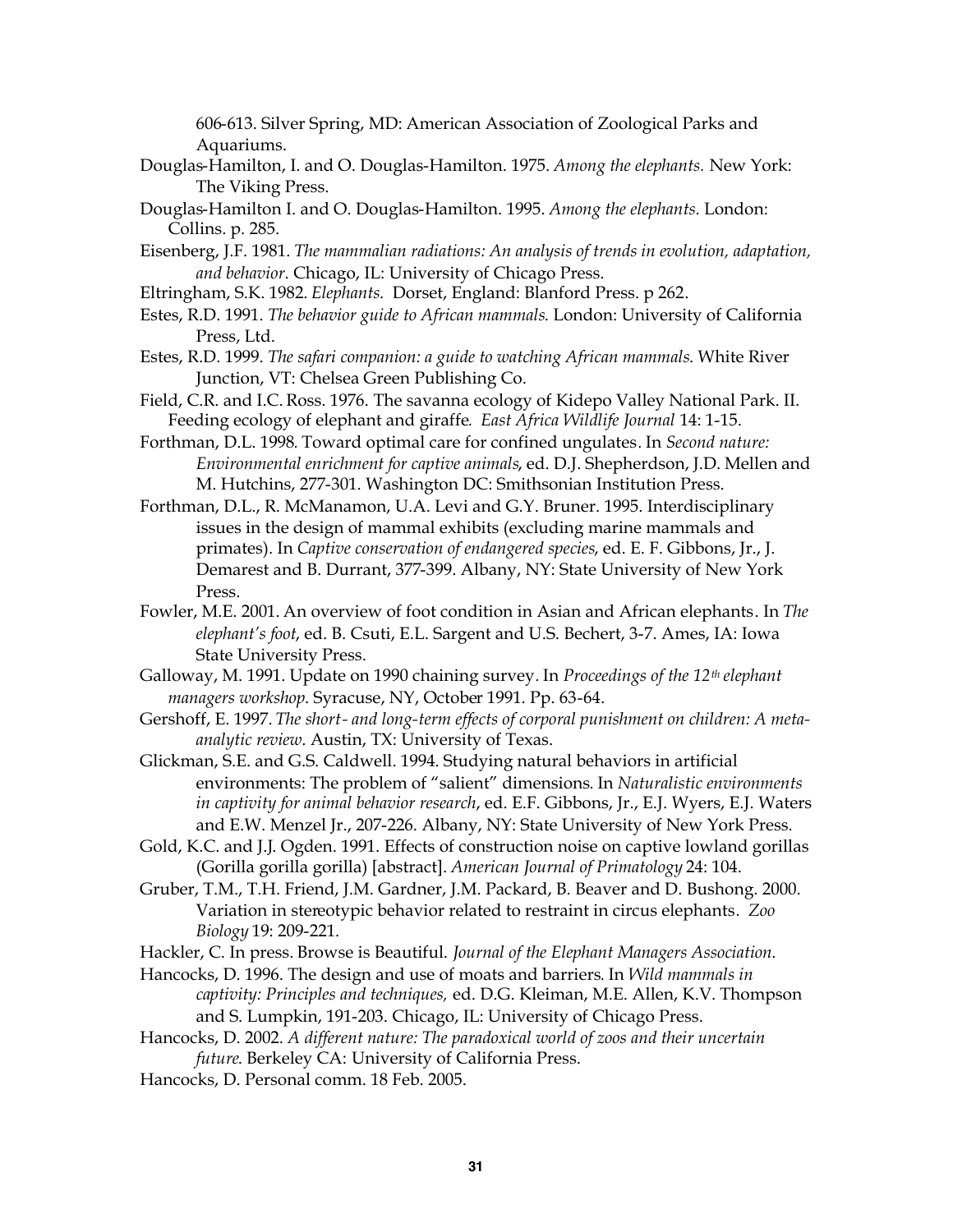606-613. Silver Spring, MD: American Association of Zoological Parks and Aquariums.

Douglas-Hamilton, I. and O. Douglas-Hamilton. 1975. *Among the elephants.* New York: The Viking Press.

Douglas-Hamilton I. and O. Douglas-Hamilton. 1995. *Among the elephants*. London: Collins. p. 285.

Eisenberg, J.F. 1981. *The mammalian radiations: An analysis of trends in evolution, adaptation, and behavior*. Chicago, IL: University of Chicago Press.

Eltringham, S.K. 1982. *Elephants*. Dorset, England: Blanford Press. p 262.

Estes, R.D. 1991. *The behavior guide to African mammals*. London: University of California Press, Ltd.

Estes, R.D. 1999. *The safari companion: a guide to watching African mammals*. White River Junction, VT: Chelsea Green Publishing Co.

Field, C.R. and I.C. Ross. 1976. The savanna ecology of Kidepo Valley National Park. II. Feeding ecology of elephant and giraffe. *East Africa Wildlife Journal* 14: 1-15.

Forthman, D.L. 1998. Toward optimal care for confined ungulates. In *Second nature: Environmental enrichment for captive animals*, ed. D.J. Shepherdson, J.D. Mellen and M. Hutchins, 277-301. Washington DC: Smithsonian Institution Press.

Forthman, D.L., R. McManamon, U.A. Levi and G.Y. Bruner. 1995. Interdisciplinary issues in the design of mammal exhibits (excluding marine mammals and primates). In *Captive conservation of endangered species*, ed. E. F. Gibbons, Jr., J. Demarest and B. Durrant, 377-399. Albany, NY: State University of New York Press.

Fowler, M.E. 2001. An overview of foot condition in Asian and African elephants. In *The elephant's foot*, ed. B. Csuti, E.L. Sargent and U.S. Bechert, 3-7. Ames, IA: Iowa State University Press.

Galloway, M. 1991. Update on 1990 chaining survey. In *Proceedings of the 12th elephant managers workshop*. Syracuse, NY, October 1991. Pp. 63-64.

Gershoff, E. 1997. *The short- and long-term effects of corporal punishment on children: A meta-analytic review*. Austin, TX: University of Texas.

Glickman, S.E. and G.S. Caldwell. 1994. Studying natural behaviors in artificial environments: The problem of "salient" dimensions. In *Naturalistic environments in captivity for animal behavior research*, ed. E.F. Gibbons, Jr., E.J. Wyers, E.J. Waters and E.W. Menzel Jr., 207-226. Albany, NY: State University of New York Press.

Gold, K.C. and J.J. Ogden. 1991. Effects of construction noise on captive lowland gorillas (Gorilla gorilla gorilla) [abstract]. *American Journal of Primatology* 24: 104.

Gruber, T.M., T.H. Friend, J.M. Gardner, J.M. Packard, B. Beaver and D. Bushong. 2000. Variation in stereotypic behavior related to restraint in circus elephants. *Zoo Biology* 19: 209-221.

Hackler, C. In press. Browse is Beautiful. *Journal of the Elephant Managers Association*.

Hancocks, D. 1996. The design and use of moats and barriers. In *Wild mammals in captivity: Principles and techniques,* ed. D.G. Kleiman, M.E. Allen, K.V. Thompson and S. Lumpkin, 191-203. Chicago, IL: University of Chicago Press.

Hancocks, D. 2002. *A different nature: The paradoxical world of zoos and their uncertain future*. Berkeley CA: University of California Press.

Hancocks, D. Personal comm. 18 Feb. 2005.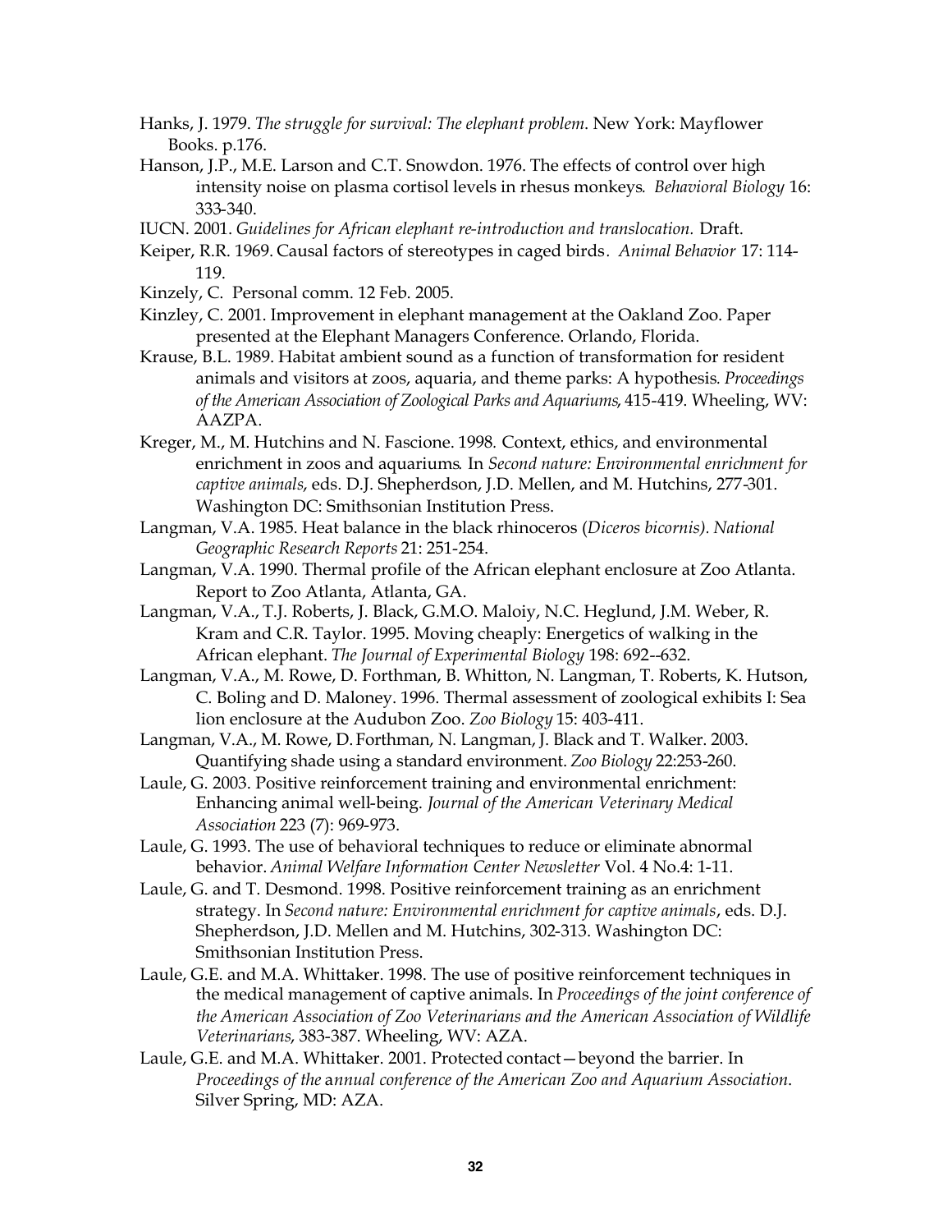Hanks, J. 1979. *The struggle for survival: The elephant problem*. New York: Mayflower Books. p.176.

Hanson, J.P., M.E. Larson and C.T. Snowdon. 1976. The effects of control over high intensity noise on plasma cortisol levels in rhesus monkeys. *Behavioral Biology* 16: 333-340.

IUCN. 2001. *Guidelines for African elephant re-introduction and translocation.* Draft.

Keiper, R.R. 1969. Causal factors of stereotypes in caged birds. *Animal Behavior* 17: 114-119.

Kinzely, C. Personal comm. 12 Feb. 2005.

Kinzley, C. 2001. Improvement in elephant management at the Oakland Zoo. Paper presented at the Elephant Managers Conference. Orlando, Florida.

Krause, B.L. 1989. Habitat ambient sound as a function of transformation for resident animals and visitors at zoos, aquaria, and theme parks: A hypothesis. *Proceedings of the American Association of Zoological Parks and Aquariums*, 415-419. Wheeling, WV: AAZPA.

Kreger, M., M. Hutchins and N. Fascione. 1998. Context, ethics, and environmental enrichment in zoos and aquariums. In *Second nature: Environmental enrichment for captive animals*, eds. D.J. Shepherdson, J.D. Mellen, and M. Hutchins, 277-301. Washington DC: Smithsonian Institution Press.

Langman, V.A. 1985. Heat balance in the black rhinoceros (*Diceros bicornis). National Geographic Research Reports* 21: 251-254.

Langman, V.A. 1990. Thermal profile of the African elephant enclosure at Zoo Atlanta. Report to Zoo Atlanta, Atlanta, GA.

Langman, V.A., T.J. Roberts, J. Black, G.M.O. Maloiy, N.C. Heglund, J.M. Weber, R. Kram and C.R. Taylor. 1995. Moving cheaply: Energetics of walking in the African elephant. *The Journal of Experimental Biology* 198: 692--632.

Langman, V.A., M. Rowe, D. Forthman, B. Whitton, N. Langman, T. Roberts, K. Hutson, C. Boling and D. Maloney. 1996. Thermal assessment of zoological exhibits I: Sea lion enclosure at the Audubon Zoo. *Zoo Biology* 15: 403-411.

Langman, V.A., M. Rowe, D. Forthman, N. Langman, J. Black and T. Walker. 2003. Quantifying shade using a standard environment. *Zoo Biology* 22:253-260.

Laule, G. 2003. Positive reinforcement training and environmental enrichment: Enhancing animal well-being. *Journal of the American Veterinary Medical Association* 223 (7): 969-973.

Laule, G. 1993. The use of behavioral techniques to reduce or eliminate abnormal behavior. *Animal Welfare Information Center Newsletter* Vol. 4 No.4: 1-11.

Laule, G. and T. Desmond. 1998. Positive reinforcement training as an enrichment strategy. In *Second nature: Environmental enrichment for captive animals*, eds. D.J. Shepherdson, J.D. Mellen and M. Hutchins, 302-313. Washington DC: Smithsonian Institution Press.

Laule, G.E. and M.A. Whittaker. 1998. The use of positive reinforcement techniques in the medical management of captive animals. In *Proceedings of the joint conference of the American Association of Zoo Veterinarians and the American Association of Wildlife Veterinarians*, 383-387. Wheeling, WV: AZA.

Laule, G.E. and M.A. Whittaker. 2001. Protected contact—beyond the barrier. In *Proceedings of the annual conference of the American Zoo and Aquarium Association*. Silver Spring, MD: AZA.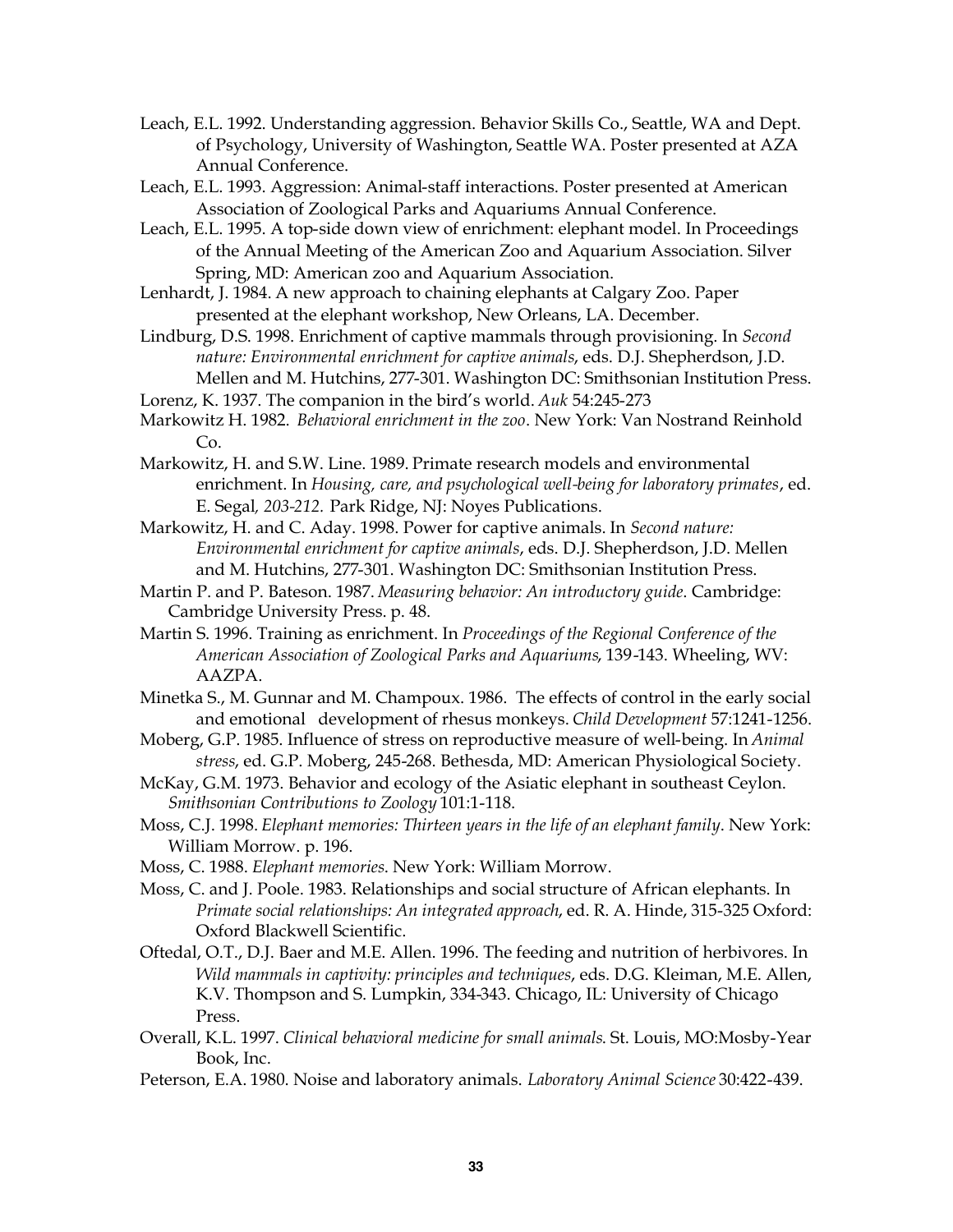Leach, E.L. 1992. Understanding aggression. Behavior Skills Co., Seattle, WA and Dept. of Psychology, University of Washington, Seattle WA. Poster presented at AZA Annual Conference.

Leach, E.L. 1993. Aggression: Animal-staff interactions. Poster presented at American Association of Zoological Parks and Aquariums Annual Conference.

Leach, E.L. 1995. A top-side down view of enrichment: elephant model. In Proceedings of the Annual Meeting of the American Zoo and Aquarium Association. Silver Spring, MD: American zoo and Aquarium Association.

Lenhardt, J. 1984. A new approach to chaining elephants at Calgary Zoo. Paper presented at the elephant workshop, New Orleans, LA. December.

Lindburg, D.S. 1998. Enrichment of captive mammals through provisioning. In *Second nature: Environmental enrichment for captive animals*, eds. D.J. Shepherdson, J.D. Mellen and M. Hutchins, 277-301. Washington DC: Smithsonian Institution Press.

Lorenz, K. 1937. The companion in the bird's world. *Auk* 54:245-273

Markowitz H. 1982. *Behavioral enrichment in the zoo*. New York: Van Nostrand Reinhold Co.

Markowitz, H. and S.W. Line. 1989. Primate research models and environmental enrichment. In *Housing, care, and psychological well-being for laboratory primates*, ed. E. Segal*, 203-212.* Park Ridge, NJ: Noyes Publications.

Markowitz, H. and C. Aday. 1998. Power for captive animals. In *Second nature: Environmental enrichment for captive animals*, eds. D.J. Shepherdson, J.D. Mellen and M. Hutchins, 277-301. Washington DC: Smithsonian Institution Press.

Martin P. and P. Bateson. 1987. *Measuring behavior: An introductory guide*. Cambridge: Cambridge University Press. p. 48.

Martin S. 1996. Training as enrichment. In *Proceedings of the Regional Conference of the American Association of Zoological Parks and Aquariums*, 139-143. Wheeling, WV: AAZPA.

Minetka S., M. Gunnar and M. Champoux. 1986. The effects of control in the early social and emotional development of rhesus monkeys. *Child Development* 57:1241-1256.

Moberg, G.P. 1985. Influence of stress on reproductive measure of well-being. In *Animal stress*, ed. G.P. Moberg, 245-268. Bethesda, MD: American Physiological Society.

McKay, G.M. 1973. Behavior and ecology of the Asiatic elephant in southeast Ceylon. *Smithsonian Contributions to Zoology* 101:1-118.

Moss, C.J. 1998. *Elephant memories: Thirteen years in the life of an elephant family*. New York: William Morrow. p. 196.

Moss, C. 1988. *Elephant memories*. New York: William Morrow.

Moss, C. and J. Poole. 1983. Relationships and social structure of African elephants. In *Primate social relationships: An integrated approach*, ed. R. A. Hinde, 315-325 Oxford: Oxford Blackwell Scientific.

Oftedal, O.T., D.J. Baer and M.E. Allen. 1996. The feeding and nutrition of herbivores. In *Wild mammals in captivity: principles and techniques*, eds. D.G. Kleiman, M.E. Allen, K.V. Thompson and S. Lumpkin, 334-343. Chicago, IL: University of Chicago Press.

Overall, K.L. 1997. *Clinical behavioral medicine for small animals*. St. Louis, MO:Mosby-Year Book, Inc.

Peterson, E.A. 1980. Noise and laboratory animals. *Laboratory Animal Science* 30:422-439.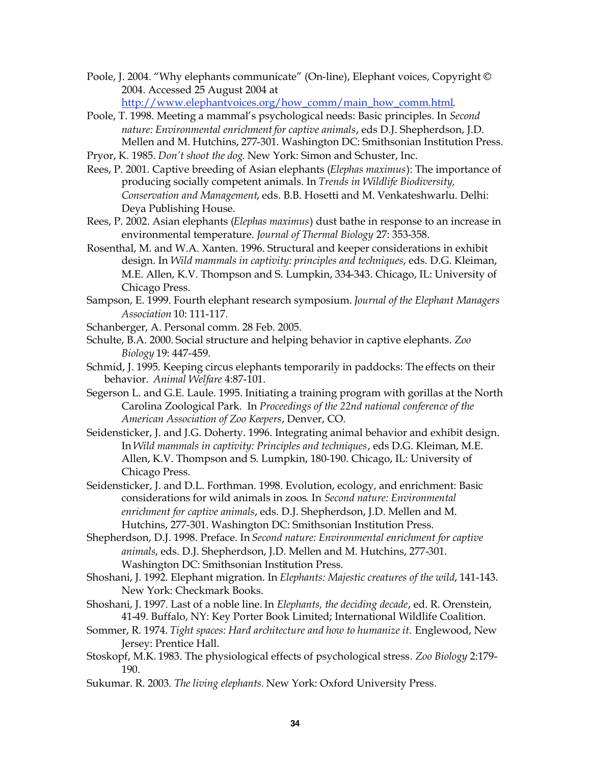Poole, J. 2004. "Why elephants communicate" (On-line), Elephant voices, Copyright © 2004. Accessed 25 August 2004 at http://www.elephantvoices.org/how_comm/main_how_comm.html.

Poole, T. 1998. Meeting a mammal's psychological needs: Basic principles. In *Second nature: Environmental enrichment for captive animals*, eds D.J. Shepherdson, J.D. Mellen and M. Hutchins, 277-301. Washington DC: Smithsonian Institution Press.

Pryor, K. 1985. *Don't shoot the dog.* New York: Simon and Schuster, Inc.

Rees, P. 2001. Captive breeding of Asian elephants (*Elephas maximus*): The importance of producing socially competent animals. In *Trends in Wildlife Biodiversity, Conservation and Management*, eds. B.B. Hosetti and M. Venkateshwarlu. Delhi: Deya Publishing House.

Rees, P. 2002. Asian elephants (*Elephas maximus*) dust bathe in response to an increase in environmental temperature. *Journal of Thermal Biology* 27: 353-358.

Rosenthal, M. and W.A. Xanten. 1996. Structural and keeper considerations in exhibit design. In *Wild mammals in captivity: principles and techniques*, eds. D.G. Kleiman, M.E. Allen, K.V. Thompson and S. Lumpkin, 334-343. Chicago, IL: University of Chicago Press.

Sampson, E. 1999. Fourth elephant research symposium. *Journal of the Elephant Managers Association* 10: 111-117.

Schanberger, A. Personal comm. 28 Feb. 2005.

Schulte, B.A. 2000. Social structure and helping behavior in captive elephants. *Zoo Biology* 19: 447-459.

Schmid, J. 1995. Keeping circus elephants temporarily in paddocks: The effects on their behavior. *Animal Welfare* 4:87-101.

Segerson L. and G.E. Laule. 1995. Initiating a training program with gorillas at the North Carolina Zoological Park. In *Proceedings of the 22nd national conference of the American Association of Zoo Keepers*, Denver, CO.

Seidensticker, J. and J.G. Doherty. 1996. Integrating animal behavior and exhibit design. In *Wild mammals in captivity: Principles and techniques*, eds D.G. Kleiman, M.E. Allen, K.V. Thompson and S. Lumpkin, 180-190. Chicago, IL: University of Chicago Press.

Seidensticker, J. and D.L. Forthman. 1998. Evolution, ecology, and enrichment: Basic considerations for wild animals in zoos. In *Second nature: Environmental enrichment for captive animals*, eds. D.J. Shepherdson, J.D. Mellen and M. Hutchins, 277-301. Washington DC: Smithsonian Institution Press.

Shepherdson, D.J. 1998. Preface. In *Second nature: Environmental enrichment for captive animals*, eds. D.J. Shepherdson, J.D. Mellen and M. Hutchins, 277-301. Washington DC: Smithsonian Institution Press.

Shoshani, J. 1992. Elephant migration. In *Elephants: Majestic creatures of the wild*, 141-143. New York: Checkmark Books.

Shoshani, J. 1997. Last of a noble line. In *Elephants, the deciding decade*, ed. R. Orenstein, 41-49. Buffalo, NY: Key Porter Book Limited; International Wildlife Coalition.

Sommer, R. 1974. *Tight spaces: Hard architecture and how to humanize it.* Englewood, New Jersey: Prentice Hall.

Stoskopf, M.K. 1983. The physiological effects of psychological stress. *Zoo Biology* 2:179-190.

Sukumar. R. 2003. *The living elephants.* New York: Oxford University Press.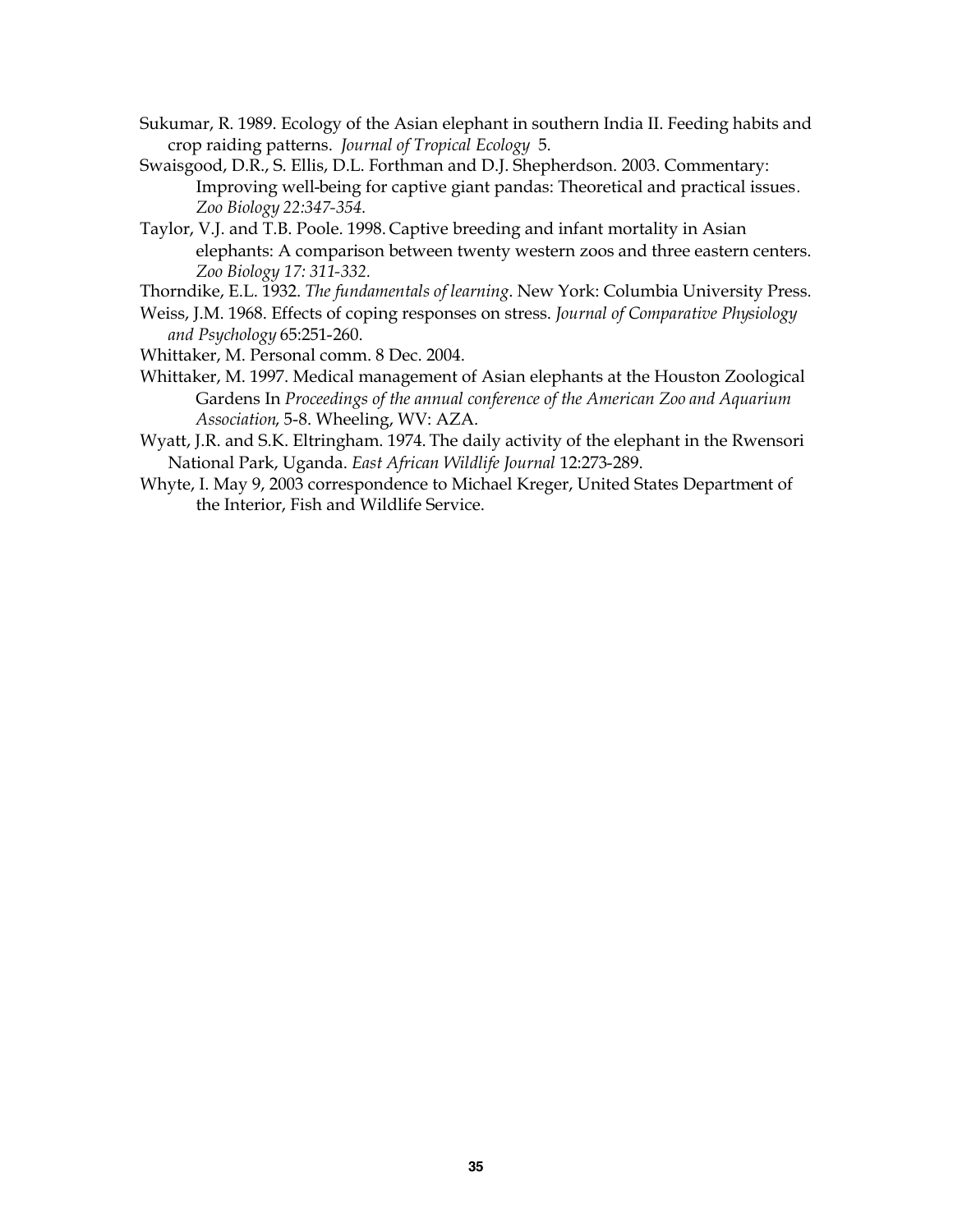Sukumar, R. 1989. Ecology of the Asian elephant in southern India II. Feeding habits and crop raiding patterns. *Journal of Tropical Ecology* 5.

Swaisgood, D.R., S. Ellis, D.L. Forthman and D.J. Shepherdson. 2003. Commentary: Improving well-being for captive giant pandas: Theoretical and practical issues. *Zoo Biology 22:347-354.*

Taylor, V.J. and T.B. Poole. 1998. Captive breeding and infant mortality in Asian elephants: A comparison between twenty western zoos and three eastern centers. *Zoo Biology 17: 311-332.*

Thorndike, E.L. 1932. *The fundamentals of learning*. New York: Columbia University Press.

Weiss, J.M. 1968. Effects of coping responses on stress. *Journal of Comparative Physiology and Psychology* 65:251-260.

Whittaker, M. Personal comm. 8 Dec. 2004.

Whittaker, M. 1997. Medical management of Asian elephants at the Houston Zoological Gardens In *Proceedings of the annual conference of the American Zoo and Aquarium Association*, 5-8. Wheeling, WV: AZA.

Wyatt, J.R. and S.K. Eltringham. 1974. The daily activity of the elephant in the Rwensori National Park, Uganda. *East African Wildlife Journal* 12:273-289.

Whyte, I. May 9, 2003 correspondence to Michael Kreger, United States Department of the Interior, Fish and Wildlife Service.